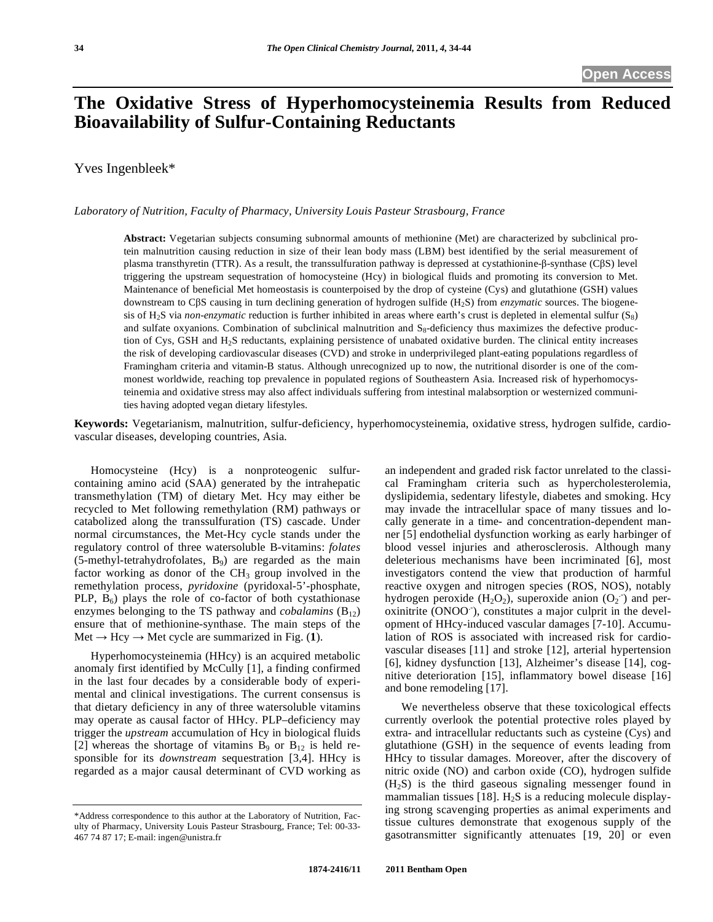Open Access

# The Oxidative Stress of Hyperhomocysteinemia Results from Reduced Bioavailability of Sulfur-Containing Reductants

Yves Ingenbleek*

*Laboratory of Nutrition, Faculty of Pharmacy, University Louis Pasteur Strasbourg, France*

**Abstract:** Vegetarian subjects consuming subnormal amounts of methionine (Met) are characterized by subclinical protein malnutrition causing reduction in size of their lean body mass (LBM) best identified by the serial measurement of plasma transthyretin (TTR). As a result, the transsulfuration pathway is depressed at cystathionine-β-synthase (CβS) level triggering the upstream sequestration of homocysteine (Hcy) in biological fluids and promoting its conversion to Met. Maintenance of beneficial Met homeostasis is counterpoised by the drop of cysteine (Cys) and glutathione (GSH) values downstream to CβS causing in turn declining generation of hydrogen sulfide ($H_2S$) from *enzymatic* sources. The biogenesis of $H_2S$ via *non-enzymatic* reduction is further inhibited in areas where earth's crust is depleted in elemental sulfur ($S_8$) and sulfate oxyanions. Combination of subclinical malnutrition and $S_8$-deficiency thus maximizes the defective production of Cys, GSH and $H_2S$ reductants, explaining persistence of unabated oxidative burden. The clinical entity increases the risk of developing cardiovascular diseases (CVD) and stroke in underprivileged plant-eating populations regardless of Framingham criteria and vitamin-B status. Although unrecognized up to now, the nutritional disorder is one of the commonest worldwide, reaching top prevalence in populated regions of Southeastern Asia. Increased risk of hyperhomocysteinemia and oxidative stress may also affect individuals suffering from intestinal malabsorption or westernized communities having adopted vegan dietary lifestyles.

**Keywords:** Vegetarianism, malnutrition, sulfur-deficiency, hyperhomocysteinemia, oxidative stress, hydrogen sulfide, cardiovascular diseases, developing countries, Asia.

Homocysteine (Hcy) is a nonproteogenic sulfur-containing amino acid (SAA) generated by the intrahepatic transmethylation (TM) of dietary Met. Hcy may either be recycled to Met following remethylation (RM) pathways or catabolized along the transsulfuration (TS) cascade. Under normal circumstances, the Met-Hcy cycle stands under the regulatory control of three watersoluble B-vitamins: *folates* (5-methyl-tetrahydrofolates, $B_9$) are regarded as the main factor working as donor of the $CH_3$ group involved in the remethylation process, *pyridoxine* (pyridoxal-5'-phosphate, PLP, $B_6$) plays the role of co-factor of both cystathionase enzymes belonging to the TS pathway and *cobalamins* ($B_{12}$) ensure that of methionine-synthase. The main steps of the Met → Hcy → Met cycle are summarized in Fig. (**1**).

Hyperhomocysteinemia (HHcy) is an acquired metabolic anomaly first identified by McCully [1], a finding confirmed in the last four decades by a considerable body of experimental and clinical investigations. The current consensus is that dietary deficiency in any of three watersoluble vitamins may operate as causal factor of HHcy. PLP–deficiency may trigger the *upstream* accumulation of Hcy in biological fluids [2] whereas the shortage of vitamins $B_9$ or $B_{12}$ is held responsible for its *downstream* sequestration [3,4]. HHcy is regarded as a major causal determinant of CVD working as an independent and graded risk factor unrelated to the classical Framingham criteria such as hypercholesterolemia, dyslipidemia, sedentary lifestyle, diabetes and smoking. Hcy may invade the intracellular space of many tissues and locally generate in a time- and concentration-dependent manner [5] endothelial dysfunction working as early harbinger of blood vessel injuries and atherosclerosis. Although many deleterious mechanisms have been incriminated [6], most investigators contend the view that production of harmful reactive oxygen and nitrogen species (ROS, NOS), notably hydrogen peroxide ($H_2O_2$), superoxide anion ($O_2^{\cdot-}$) and peroxinitrite ($ONOO^-$), constitutes a major culprit in the development of HHcy-induced vascular damages [7-10]. Accumulation of ROS is associated with increased risk for cardiovascular diseases [11] and stroke [12], arterial hypertension [6], kidney dysfunction [13], Alzheimer's disease [14], cognitive deterioration [15], inflammatory bowel disease [16] and bone remodeling [17].

We nevertheless observe that these toxicological effects currently overlook the potential protective roles played by extra- and intracellular reductants such as cysteine (Cys) and glutathione (GSH) in the sequence of events leading from HHcy to tissular damages. Moreover, after the discovery of nitric oxide (NO) and carbon oxide (CO), hydrogen sulfide ($H_2S$) is the third gaseous signaling messenger found in mammalian tissues [18]. $H_2S$ is a reducing molecule displaying strong scavenging properties as animal experiments and tissue cultures demonstrate that exogenous supply of the gasotransmitter significantly attenuates [19, 20] or even

*Address correspondence to this author at the Laboratory of Nutrition, Faculty of Pharmacy, University Louis Pasteur Strasbourg, France; Tel: 00-33-467 74 87 17; E-mail: ingen@unistra.fr

1874-2416/11 2011 Bentham Open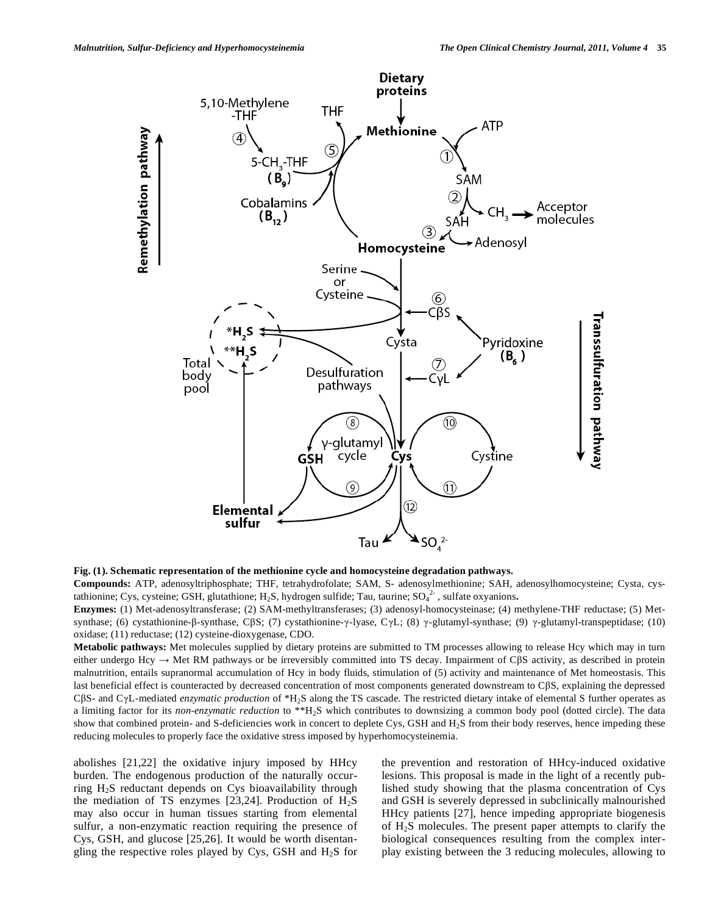**Fig. (1). Schematic representation of the methionine cycle and homocysteine degradation pathways.**

**Compounds:** ATP, adenosyltriphosphate; THF, tetrahydrofolate; SAM, S- adenosylmethionine; SAH, adenosylhomocysteine; Cysta, cystathionine; Cys, cysteine; GSH, glutathione; $H_2S$, hydrogen sulfide; Tau, taurine; $SO_4^{2-}$, sulfate oxyanions**.**

**Enzymes:** (1) Met-adenosyltransferase; (2) SAM-methyltransferases; (3) adenosyl-homocysteinase; (4) methylene-THF reductase; (5) Met-synthase; (6) cystathionine-β-synthase, CβS; (7) cystathionine-γ-lyase, CγL; (8) γ-glutamyl-synthase; (9) γ-glutamyl-transpeptidase; (10) oxidase; (11) reductase; (12) cysteine-dioxygenase, CDO.

**Metabolic pathways:** Met molecules supplied by dietary proteins are submitted to TM processes allowing to release Hcy which may in turn either undergo Hcy → Met RM pathways or be irreversibly committed into TS decay. Impairment of CβS activity, as described in protein malnutrition, entails supranormal accumulation of Hcy in body fluids, stimulation of (5) activity and maintenance of Met homeostasis. This last beneficial effect is counteracted by decreased concentration of most components generated downstream to CβS, explaining the depressed CβS- and CγL-mediated *enzymatic production* of *$H_2S$ along the TS cascade. The restricted dietary intake of elemental S further operates as a limiting factor for its *non-enzymatic reduction* to **$H_2S$ which contributes to downsizing a common body pool (dotted circle). The data show that combined protein- and S-deficiencies work in concert to deplete Cys, GSH and $H_2S$ from their body reserves, hence impeding these reducing molecules to properly face the oxidative stress imposed by hyperhomocysteinemia.

abolishes [21,22] the oxidative injury imposed by HHcy burden. The endogenous production of the naturally occurring $H_2S$ reductant depends on Cys bioavailability through the mediation of TS enzymes [23,24]. Production of $H_2S$ may also occur in human tissues starting from elemental sulfur, a non-enzymatic reaction requiring the presence of Cys, GSH, and glucose [25,26]. It would be worth disentangling the respective roles played by Cys, GSH and $H_2S$ for the prevention and restoration of HHcy-induced oxidative lesions. This proposal is made in the light of a recently published study showing that the plasma concentration of Cys and GSH is severely depressed in subclinically malnourished HHcy patients [27], hence impeding appropriate biogenesis of $H_2S$ molecules. The present paper attempts to clarify the biological consequences resulting from the complex interplay existing between the 3 reducing molecules, allowing to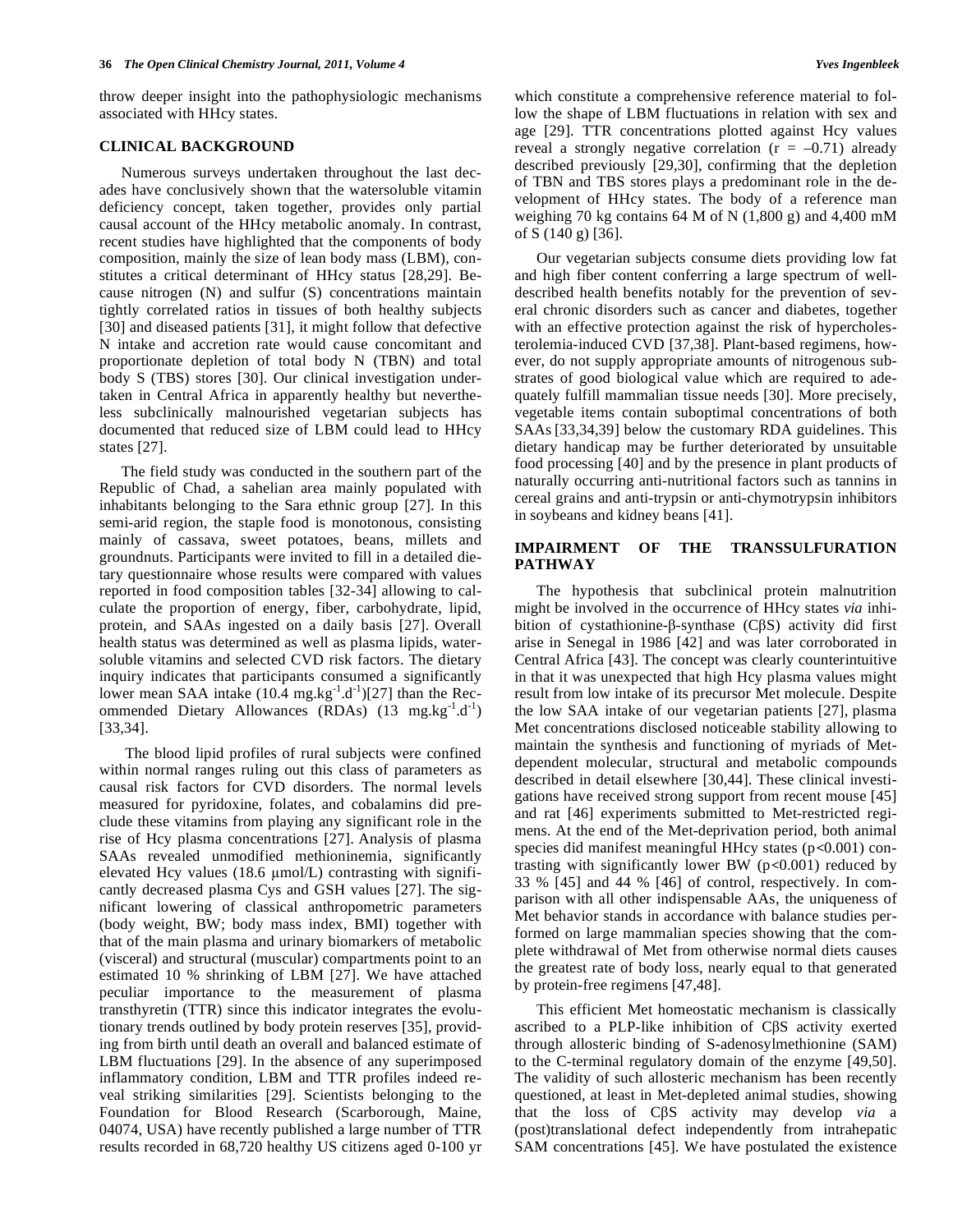throw deeper insight into the pathophysiologic mechanisms associated with HHcy states.

## CLINICAL BACKGROUND

Numerous surveys undertaken throughout the last decades have conclusively shown that the watersoluble vitamin deficiency concept, taken together, provides only partial causal account of the HHcy metabolic anomaly. In contrast, recent studies have highlighted that the components of body composition, mainly the size of lean body mass (LBM), constitutes a critical determinant of HHcy status [28,29]. Because nitrogen (N) and sulfur (S) concentrations maintain tightly correlated ratios in tissues of both healthy subjects [30] and diseased patients [31], it might follow that defective N intake and accretion rate would cause concomitant and proportionate depletion of total body N (TBN) and total body S (TBS) stores [30]. Our clinical investigation undertaken in Central Africa in apparently healthy but nevertheless subclinically malnourished vegetarian subjects has documented that reduced size of LBM could lead to HHcy states [27].

The field study was conducted in the southern part of the Republic of Chad, a sahelian area mainly populated with inhabitants belonging to the Sara ethnic group [27]. In this semi-arid region, the staple food is monotonous, consisting mainly of cassava, sweet potatoes, beans, millets and groundnuts. Participants were invited to fill in a detailed dietary questionnaire whose results were compared with values reported in food composition tables [32-34] allowing to calculate the proportion of energy, fiber, carbohydrate, lipid, protein, and SAAs ingested on a daily basis [27]. Overall health status was determined as well as plasma lipids, watersoluble vitamins and selected CVD risk factors. The dietary inquiry indicates that participants consumed a significantly lower mean SAA intake (10.4 $mg.kg^{-1}.d^{-1}$)[27] than the Recommended Dietary Allowances (RDAs) (13 $mg.kg^{-1}.d^{-1}$) [33,34].

The blood lipid profiles of rural subjects were confined within normal ranges ruling out this class of parameters as causal risk factors for CVD disorders. The normal levels measured for pyridoxine, folates, and cobalamins did preclude these vitamins from playing any significant role in the rise of Hcy plasma concentrations [27]. Analysis of plasma SAAs revealed unmodified methioninemia, significantly elevated Hcy values (18.6 μmol/L) contrasting with significantly decreased plasma Cys and GSH values [27]. The significant lowering of classical anthropometric parameters (body weight, BW; body mass index, BMI) together with that of the main plasma and urinary biomarkers of metabolic (visceral) and structural (muscular) compartments point to an estimated 10 % shrinking of LBM [27]. We have attached peculiar importance to the measurement of plasma transthyretin (TTR) since this indicator integrates the evolutionary trends outlined by body protein reserves [35], providing from birth until death an overall and balanced estimate of LBM fluctuations [29]. In the absence of any superimposed inflammatory condition, LBM and TTR profiles indeed reveal striking similarities [29]. Scientists belonging to the Foundation for Blood Research (Scarborough, Maine, 04074, USA) have recently published a large number of TTR results recorded in 68,720 healthy US citizens aged 0-100 yr which constitute a comprehensive reference material to follow the shape of LBM fluctuations in relation with sex and age [29]. TTR concentrations plotted against Hcy values reveal a strongly negative correlation ($r = -0.71$) already described previously [29,30], confirming that the depletion of TBN and TBS stores plays a predominant role in the development of HHcy states. The body of a reference man weighing 70 kg contains 64 M of N (1,800 g) and 4,400 mM of S (140 g) [36].

Our vegetarian subjects consume diets providing low fat and high fiber content conferring a large spectrum of well-described health benefits notably for the prevention of several chronic disorders such as cancer and diabetes, together with an effective protection against the risk of hypercholesterolemia-induced CVD [37,38]. Plant-based regimens, however, do not supply appropriate amounts of nitrogenous substrates of good biological value which are required to adequately fulfill mammalian tissue needs [30]. More precisely, vegetable items contain suboptimal concentrations of both SAAs [33,34,39] below the customary RDA guidelines. This dietary handicap may be further deteriorated by unsuitable food processing [40] and by the presence in plant products of naturally occurring anti-nutritional factors such as tannins in cereal grains and anti-trypsin or anti-chymotrypsin inhibitors in soybeans and kidney beans [41].

## IMPAIRMENT OF THE TRANSSULFURATION PATHWAY

The hypothesis that subclinical protein malnutrition might be involved in the occurrence of HHcy states *via* inhibition of cystathionine-β-synthase (CβS) activity did first arise in Senegal in 1986 [42] and was later corroborated in Central Africa [43]. The concept was clearly counterintuitive in that it was unexpected that high Hcy plasma values might result from low intake of its precursor Met molecule. Despite the low SAA intake of our vegetarian patients [27], plasma Met concentrations disclosed noticeable stability allowing to maintain the synthesis and functioning of myriads of Met-dependent molecular, structural and metabolic compounds described in detail elsewhere [30,44]. These clinical investigations have received strong support from recent mouse [45] and rat [46] experiments submitted to Met-restricted regimens. At the end of the Met-deprivation period, both animal species did manifest meaningful HHcy states ($p<0.001$) contrasting with significantly lower BW ($p<0.001$) reduced by 33 % [45] and 44 % [46] of control, respectively. In comparison with all other indispensable AAs, the uniqueness of Met behavior stands in accordance with balance studies performed on large mammalian species showing that the complete withdrawal of Met from otherwise normal diets causes the greatest rate of body loss, nearly equal to that generated by protein-free regimens [47,48].

This efficient Met homeostatic mechanism is classically ascribed to a PLP-like inhibition of CβS activity exerted through allosteric binding of S-adenosylmethionine (SAM) to the C-terminal regulatory domain of the enzyme [49,50]. The validity of such allosteric mechanism has been recently questioned, at least in Met-depleted animal studies, showing that the loss of CβS activity may develop *via* a (post)translational defect independently from intrahepatic SAM concentrations [45]. We have postulated the existence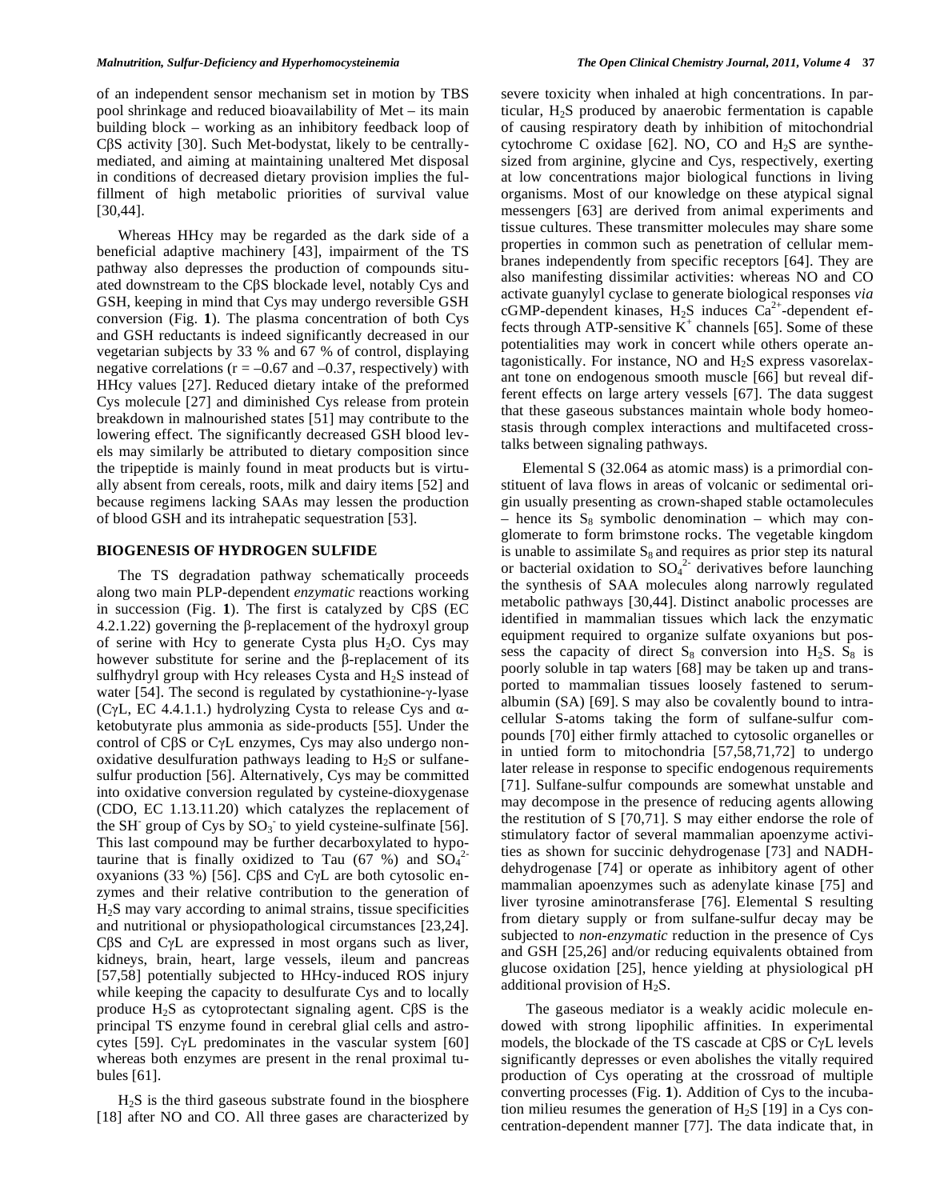of an independent sensor mechanism set in motion by TBS pool shrinkage and reduced bioavailability of Met – its main building block – working as an inhibitory feedback loop of CβS activity [30]. Such Met-bodystat, likely to be centrally-mediated, and aiming at maintaining unaltered Met disposal in conditions of decreased dietary provision implies the fulfillment of high metabolic priorities of survival value [30,44].

Whereas HHcy may be regarded as the dark side of a beneficial adaptive machinery [43], impairment of the TS pathway also depresses the production of compounds situated downstream to the CβS blockade level, notably Cys and GSH, keeping in mind that Cys may undergo reversible GSH conversion (Fig. **1**). The plasma concentration of both Cys and GSH reductants is indeed significantly decreased in our vegetarian subjects by 33 % and 67 % of control, displaying negative correlations ($r = -0.67$ and $-0.37$, respectively) with HHcy values [27]. Reduced dietary intake of the preformed Cys molecule [27] and diminished Cys release from protein breakdown in malnourished states [51] may contribute to the lowering effect. The significantly decreased GSH blood levels may similarly be attributed to dietary composition since the tripeptide is mainly found in meat products but is virtually absent from cereals, roots, milk and dairy items [52] and because regimens lacking SAAs may lessen the production of blood GSH and its intrahepatic sequestration [53].

## BIOGENESIS OF HYDROGEN SULFIDE

The TS degradation pathway schematically proceeds along two main PLP-dependent *enzymatic* reactions working in succession (Fig. **1**). The first is catalyzed by CβS (EC 4.2.1.22) governing the β-replacement of the hydroxyl group of serine with Hcy to generate Cysta plus $H_2O$. Cys may however substitute for serine and the β-replacement of its sulfhydryl group with Hcy releases Cysta and $H_2S$ instead of water [54]. The second is regulated by cystathionine-γ-lyase (CγL, EC 4.4.1.1.) hydrolyzing Cysta to release Cys and α-ketobutyrate plus ammonia as side-products [55]. Under the control of CβS or CγL enzymes, Cys may also undergo non-oxidative desulfuration pathways leading to $H_2S$ or sulfane-sulfur production [56]. Alternatively, Cys may be committed into oxidative conversion regulated by cysteine-dioxygenase (CDO, EC 1.13.11.20) which catalyzes the replacement of the $SH^-$ group of Cys by $SO_3^-$ to yield cysteine-sulfinate [56]. This last compound may be further decarboxylated to hypotaurine that is finally oxidized to Tau (67 %) and $SO_4^{2-}$ oxyanions (33 %) [56]. CβS and CγL are both cytosolic enzymes and their relative contribution to the generation of $H_2S$ may vary according to animal strains, tissue specificities and nutritional or physiopathological circumstances [23,24]. CβS and CγL are expressed in most organs such as liver, kidneys, brain, heart, large vessels, ileum and pancreas [57,58] potentially subjected to HHcy-induced ROS injury while keeping the capacity to desulfurate Cys and to locally produce $H_2S$ as cytoprotectant signaling agent. CβS is the principal TS enzyme found in cerebral glial cells and astrocytes [59]. CγL predominates in the vascular system [60] whereas both enzymes are present in the renal proximal tubules [61].

$H_2S$ is the third gaseous substrate found in the biosphere [18] after NO and CO. All three gases are characterized by severe toxicity when inhaled at high concentrations. In particular, $H_2S$ produced by anaerobic fermentation is capable of causing respiratory death by inhibition of mitochondrial cytochrome C oxidase [62]. NO, CO and $H_2S$ are synthesized from arginine, glycine and Cys, respectively, exerting at low concentrations major biological functions in living organisms. Most of our knowledge on these atypical signal messengers [63] are derived from animal experiments and tissue cultures. These transmitter molecules may share some properties in common such as penetration of cellular membranes independently from specific receptors [64]. They are also manifesting dissimilar activities: whereas NO and CO activate guanylyl cyclase to generate biological responses *via* cGMP-dependent kinases, $H_2S$ induces $Ca^{2+}$-dependent effects through ATP-sensitive $K^+$ channels [65]. Some of these potentialities may work in concert while others operate antagonistically. For instance, NO and $H_2S$ express vasorelaxant tone on endogenous smooth muscle [66] but reveal different effects on large artery vessels [67]. The data suggest that these gaseous substances maintain whole body homeostasis through complex interactions and multifaceted cross-talks between signaling pathways.

Elemental S (32.064 as atomic mass) is a primordial constituent of lava flows in areas of volcanic or sedimental origin usually presenting as crown-shaped stable octamolecules – hence its $S_8$ symbolic denomination – which may conglomerate to form brimstone rocks. The vegetable kingdom is unable to assimilate $S_8$ and requires as prior step its natural or bacterial oxidation to $SO_4^{2-}$ derivatives before launching the synthesis of SAA molecules along narrowly regulated metabolic pathways [30,44]. Distinct anabolic processes are identified in mammalian tissues which lack the enzymatic equipment required to organize sulfate oxyanions but possess the capacity of direct $S_8$ conversion into $H_2S$. $S_8$ is poorly soluble in tap waters [68] may be taken up and transported to mammalian tissues loosely fastened to serum-albumin (SA) [69]. S may also be covalently bound to intracellular S-atoms taking the form of sulfane-sulfur compounds [70] either firmly attached to cytosolic organelles or in untied form to mitochondria [57,58,71,72] to undergo later release in response to specific endogenous requirements [71]. Sulfane-sulfur compounds are somewhat unstable and may decompose in the presence of reducing agents allowing the restitution of S [70,71]. S may either endorse the role of stimulatory factor of several mammalian apoenzyme activities as shown for succinic dehydrogenase [73] and NADH-dehydrogenase [74] or operate as inhibitory agent of other mammalian apoenzymes such as adenylate kinase [75] and liver tyrosine aminotransferase [76]. Elemental S resulting from dietary supply or from sulfane-sulfur decay may be subjected to *non-enzymatic* reduction in the presence of Cys and GSH [25,26] and/or reducing equivalents obtained from glucose oxidation [25], hence yielding at physiological pH additional provision of $H_2S$.

The gaseous mediator is a weakly acidic molecule endowed with strong lipophilic affinities. In experimental models, the blockade of the TS cascade at CβS or CγL levels significantly depresses or even abolishes the vitally required production of Cys operating at the crossroad of multiple converting processes (Fig. **1**). Addition of Cys to the incubation milieu resumes the generation of $H_2S$ [19] in a Cys concentration-dependent manner [77]. The data indicate that, in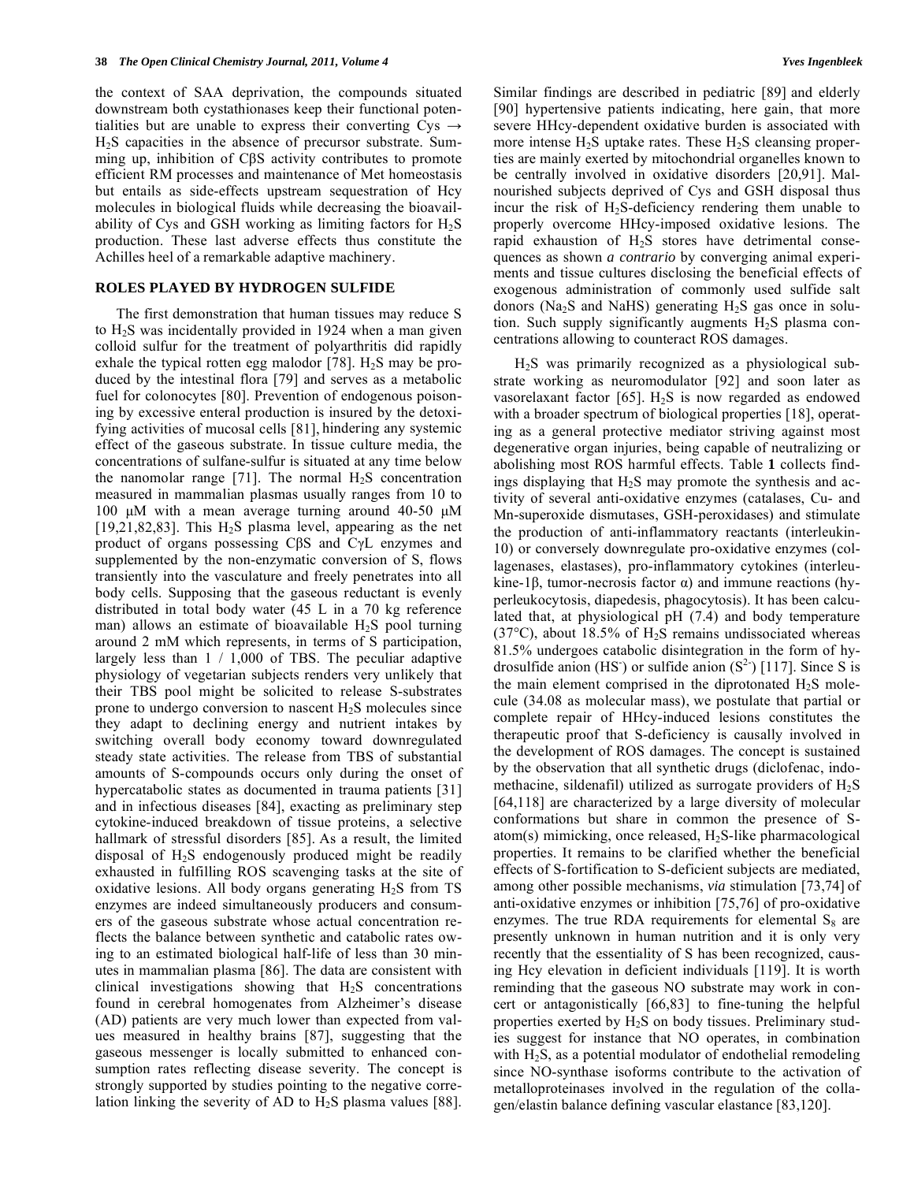the context of SAA deprivation, the compounds situated downstream both cystathionases keep their functional potentialities but are unable to express their converting Cys → $H_2S$ capacities in the absence of precursor substrate. Summing up, inhibition of CβS activity contributes to promote efficient RM processes and maintenance of Met homeostasis but entails as side-effects upstream sequestration of Hcy molecules in biological fluids while decreasing the bioavailability of Cys and GSH working as limiting factors for $H_2S$ production. These last adverse effects thus constitute the Achilles heel of a remarkable adaptive machinery.

## ROLES PLAYED BY HYDROGEN SULFIDE

The first demonstration that human tissues may reduce S to $H_2S$ was incidentally provided in 1924 when a man given colloid sulfur for the treatment of polyarthritis did rapidly exhale the typical rotten egg malodor [78]. $H_2S$ may be produced by the intestinal flora [79] and serves as a metabolic fuel for colonocytes [80]. Prevention of endogenous poisoning by excessive enteral production is insured by the detoxifying activities of mucosal cells [81], hindering any systemic effect of the gaseous substrate. In tissue culture media, the concentrations of sulfane-sulfur is situated at any time below the nanomolar range [71]. The normal $H_2S$ concentration measured in mammalian plasmas usually ranges from 10 to 100 μM with a mean average turning around 40-50 μM [19,21,82,83]. This $H_2S$ plasma level, appearing as the net product of organs possessing CβS and CγL enzymes and supplemented by the non-enzymatic conversion of S, flows transiently into the vasculature and freely penetrates into all body cells. Supposing that the gaseous reductant is evenly distributed in total body water (45 L in a 70 kg reference man) allows an estimate of bioavailable $H_2S$ pool turning around 2 mM which represents, in terms of S participation, largely less than 1 / 1,000 of TBS. The peculiar adaptive physiology of vegetarian subjects renders very unlikely that their TBS pool might be solicited to release S-substrates prone to undergo conversion to nascent $H_2S$ molecules since they adapt to declining energy and nutrient intakes by switching overall body economy toward downregulated steady state activities. The release from TBS of substantial amounts of S-compounds occurs only during the onset of hypercatabolic states as documented in trauma patients [31] and in infectious diseases [84], exacting as preliminary step cytokine-induced breakdown of tissue proteins, a selective hallmark of stressful disorders [85]. As a result, the limited disposal of $H_2S$ endogenously produced might be readily exhausted in fulfilling ROS scavenging tasks at the site of oxidative lesions. All body organs generating $H_2S$ from TS enzymes are indeed simultaneously producers and consumers of the gaseous substrate whose actual concentration reflects the balance between synthetic and catabolic rates owing to an estimated biological half-life of less than 30 minutes in mammalian plasma [86]. The data are consistent with clinical investigations showing that $H_2S$ concentrations found in cerebral homogenates from Alzheimer's disease (AD) patients are very much lower than expected from values measured in healthy brains [87], suggesting that the gaseous messenger is locally submitted to enhanced consumption rates reflecting disease severity. The concept is strongly supported by studies pointing to the negative correlation linking the severity of AD to $H_2S$ plasma values [88]. Similar findings are described in pediatric [89] and elderly [90] hypertensive patients indicating, here gain, that more severe HHcy-dependent oxidative burden is associated with more intense $H_2S$ uptake rates. These $H_2S$ cleansing properties are mainly exerted by mitochondrial organelles known to be centrally involved in oxidative disorders [20,91]. Malnourished subjects deprived of Cys and GSH disposal thus incur the risk of $H_2S$-deficiency rendering them unable to properly overcome HHcy-imposed oxidative lesions. The rapid exhaustion of $H_2S$ stores have detrimental consequences as shown *a contrario* by converging animal experiments and tissue cultures disclosing the beneficial effects of exogenous administration of commonly used sulfide salt donors ($Na_2S$ and NaHS) generating $H_2S$ gas once in solution. Such supply significantly augments $H_2S$ plasma concentrations allowing to counteract ROS damages.

$H_2S$ was primarily recognized as a physiological substrate working as neuromodulator [92] and soon later as vasorelaxant factor [65]. $H_2S$ is now regarded as endowed with a broader spectrum of biological properties [18], operating as a general protective mediator striving against most degenerative organ injuries, being capable of neutralizing or abolishing most ROS harmful effects. Table **1** collects findings displaying that $H_2S$ may promote the synthesis and activity of several anti-oxidative enzymes (catalases, Cu- and Mn-superoxide dismutases, GSH-peroxidases) and stimulate the production of anti-inflammatory reactants (interleukin-10) or conversely downregulate pro-oxidative enzymes (collagenases, elastases), pro-inflammatory cytokines (interleukine-1β, tumor-necrosis factor α) and immune reactions (hyperleukocytosis, diapedesis, phagocytosis). It has been calculated that, at physiological pH (7.4) and body temperature (37°C), about 18.5% of $H_2S$ remains undissociated whereas 81.5% undergoes catabolic disintegration in the form of hydrosulfide anion ($HS^-$) or sulfide anion ($S^{2-}$) [117]. Since S is the main element comprised in the diprotonated $H_2S$ molecule (34.08 as molecular mass), we postulate that partial or complete repair of HHcy-induced lesions constitutes the therapeutic proof that S-deficiency is causally involved in the development of ROS damages. The concept is sustained by the observation that all synthetic drugs (diclofenac, indomethacine, sildenafil) utilized as surrogate providers of $H_2S$ [64,118] are characterized by a large diversity of molecular conformations but share in common the presence of S-atom(s) mimicking, once released, $H_2S$-like pharmacological properties. It remains to be clarified whether the beneficial effects of S-fortification to S-deficient subjects are mediated, among other possible mechanisms, *via* stimulation [73,74] of anti-oxidative enzymes or inhibition [75,76] of pro-oxidative enzymes. The true RDA requirements for elemental $S_8$ are presently unknown in human nutrition and it is only very recently that the essentiality of S has been recognized, causing Hcy elevation in deficient individuals [119]. It is worth reminding that the gaseous NO substrate may work in concert or antagonistically [66,83] to fine-tuning the helpful properties exerted by $H_2S$ on body tissues. Preliminary studies suggest for instance that NO operates, in combination with $H_2S$, as a potential modulator of endothelial remodeling since NO-synthase isoforms contribute to the activation of metalloproteinases involved in the regulation of the collagen/elastin balance defining vascular elastance [83,120].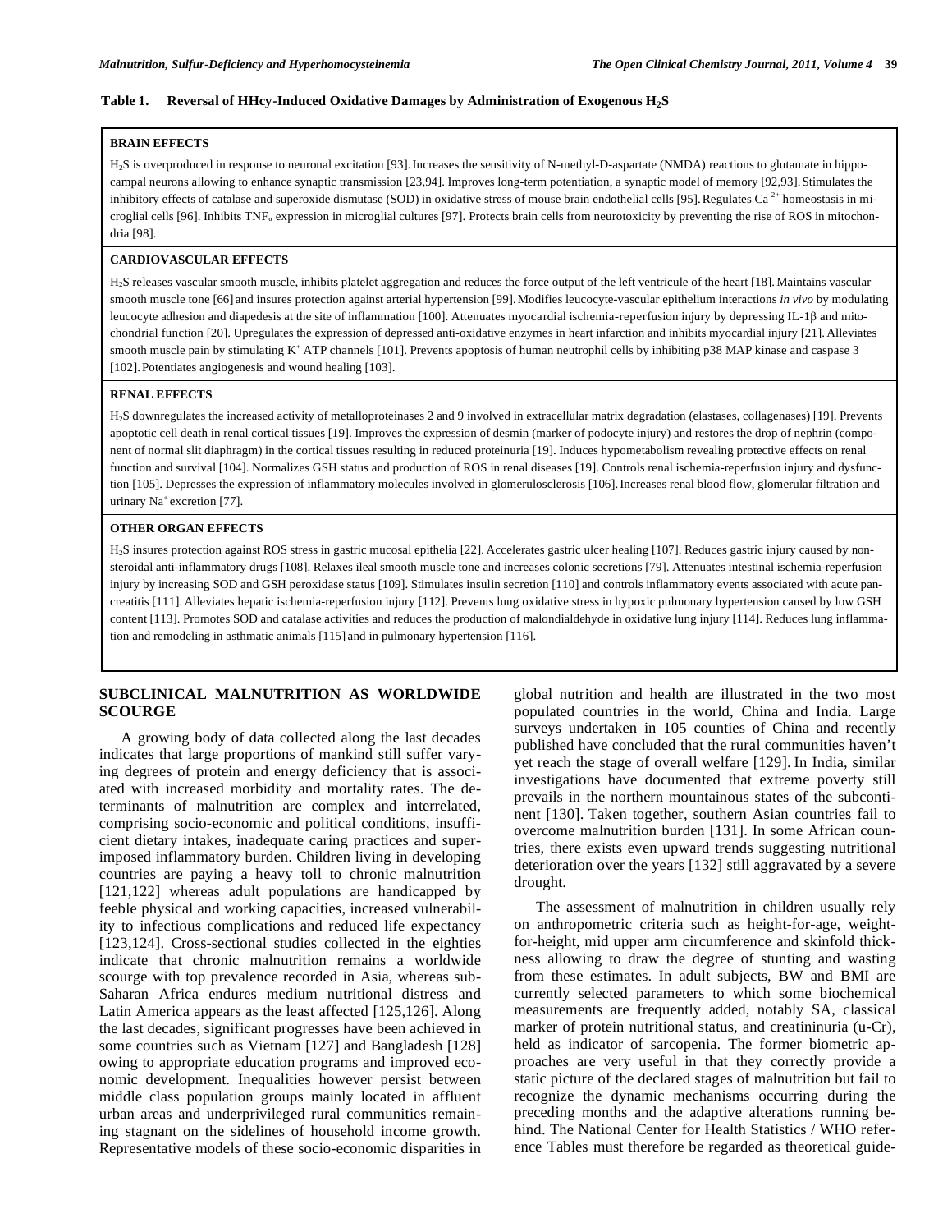**Table 1. Reversal of HHcy-Induced Oxidative Damages by Administration of Exogenous $H_2S$**

| |
|---|
| **BRAIN EFFECTS** |
| $H_2S$ is overproduced in response to neuronal excitation [93]. Increases the sensitivity of N-methyl-D-aspartate (NMDA) reactions to glutamate in hippocampal neurons allowing to enhance synaptic transmission [23,94]. Improves long-term potentiation, a synaptic model of memory [92,93]. Stimulates the inhibitory effects of catalase and superoxide dismutase (SOD) in oxidative stress of mouse brain endothelial cells [95]. Regulates $Ca^{2+}$ homeostasis in microglial cells [96]. Inhibits $TNF_{\alpha}$ expression in microglial cultures [97]. Protects brain cells from neurotoxicity by preventing the rise of ROS in mitochondria [98]. |
| **CARDIOVASCULAR EFFECTS** |
| $H_2S$ releases vascular smooth muscle, inhibits platelet aggregation and reduces the force output of the left ventricule of the heart [18]. Maintains vascular smooth muscle tone [66] and insures protection against arterial hypertension [99]. Modifies leucocyte-vascular epithelium interactions *in vivo* by modulating leucocyte adhesion and diapedesis at the site of inflammation [100]. Attenuates myocardial ischemia-reperfusion injury by depressing IL-1β and mitochondrial function [20]. Upregulates the expression of depressed anti-oxidative enzymes in heart infarction and inhibits myocardial injury [21]. Alleviates smooth muscle pain by stimulating $K^+$ ATP channels [101]. Prevents apoptosis of human neutrophil cells by inhibiting p38 MAP kinase and caspase 3 [102]. Potentiates angiogenesis and wound healing [103]. |
| **RENAL EFFECTS** |
| $H_2S$ downregulates the increased activity of metalloproteinases 2 and 9 involved in extracellular matrix degradation (elastases, collagenases) [19]. Prevents apoptotic cell death in renal cortical tissues [19]. Improves the expression of desmin (marker of podocyte injury) and restores the drop of nephrin (component of normal slit diaphragm) in the cortical tissues resulting in reduced proteinuria [19]. Induces hypometabolism revealing protective effects on renal function and survival [104]. Normalizes GSH status and production of ROS in renal diseases [19]. Controls renal ischemia-reperfusion injury and dysfunction [105]. Depresses the expression of inflammatory molecules involved in glomerulosclerosis [106]. Increases renal blood flow, glomerular filtration and urinary $Na^+$ excretion [77]. |
| **OTHER ORGAN EFFECTS** |
| $H_2S$ insures protection against ROS stress in gastric mucosal epithelia [22]. Accelerates gastric ulcer healing [107]. Reduces gastric injury caused by non-steroidal anti-inflammatory drugs [108]. Relaxes ileal smooth muscle tone and increases colonic secretions [79]. Attenuates intestinal ischemia-reperfusion injury by increasing SOD and GSH peroxidase status [109]. Stimulates insulin secretion [110] and controls inflammatory events associated with acute pancreatitis [111]. Alleviates hepatic ischemia-reperfusion injury [112]. Prevents lung oxidative stress in hypoxic pulmonary hypertension caused by low GSH content [113]. Promotes SOD and catalase activities and reduces the production of malondialdehyde in oxidative lung injury [114]. Reduces lung inflammation and remodeling in asthmatic animals [115] and in pulmonary hypertension [116]. |

## SUBCLINICAL MALNUTRITION AS WORLDWIDE SCOURGE

A growing body of data collected along the last decades indicates that large proportions of mankind still suffer varying degrees of protein and energy deficiency that is associated with increased morbidity and mortality rates. The determinants of malnutrition are complex and interrelated, comprising socio-economic and political conditions, insufficient dietary intakes, inadequate caring practices and superimposed inflammatory burden. Children living in developing countries are paying a heavy toll to chronic malnutrition [121,122] whereas adult populations are handicapped by feeble physical and working capacities, increased vulnerability to infectious complications and reduced life expectancy [123,124]. Cross-sectional studies collected in the eighties indicate that chronic malnutrition remains a worldwide scourge with top prevalence recorded in Asia, whereas sub-Saharan Africa endures medium nutritional distress and Latin America appears as the least affected [125,126]. Along the last decades, significant progresses have been achieved in some countries such as Vietnam [127] and Bangladesh [128] owing to appropriate education programs and improved economic development. Inequalities however persist between middle class population groups mainly located in affluent urban areas and underprivileged rural communities remaining stagnant on the sidelines of household income growth. Representative models of these socio-economic disparities in global nutrition and health are illustrated in the two most populated countries in the world, China and India. Large surveys undertaken in 105 counties of China and recently published have concluded that the rural communities haven't yet reach the stage of overall welfare [129]. In India, similar investigations have documented that extreme poverty still prevails in the northern mountainous states of the subcontinent [130]. Taken together, southern Asian countries fail to overcome malnutrition burden [131]. In some African countries, there exists even upward trends suggesting nutritional deterioration over the years [132] still aggravated by a severe drought.

The assessment of malnutrition in children usually rely on anthropometric criteria such as height-for-age, weight-for-height, mid upper arm circumference and skinfold thickness allowing to draw the degree of stunting and wasting from these estimates. In adult subjects, BW and BMI are currently selected parameters to which some biochemical measurements are frequently added, notably SA, classical marker of protein nutritional status, and creatininuria (u-Cr), held as indicator of sarcopenia. The former biometric approaches are very useful in that they correctly provide a static picture of the declared stages of malnutrition but fail to recognize the dynamic mechanisms occurring during the preceding months and the adaptive alterations running behind. The National Center for Health Statistics / WHO reference Tables must therefore be regarded as theoretical guide-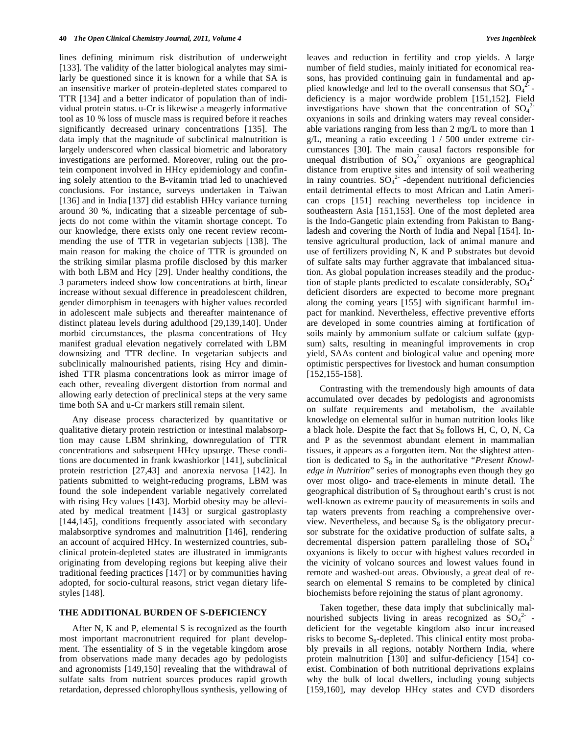lines defining minimum risk distribution of underweight [133]. The validity of the latter biological analytes may similarly be questioned since it is known for a while that SA is an insensitive marker of protein-depleted states compared to TTR [134] and a better indicator of population than of individual protein status. u-Cr is likewise a meagerly informative tool as 10 % loss of muscle mass is required before it reaches significantly decreased urinary concentrations [135]. The data imply that the magnitude of subclinical malnutrition is largely underscored when classical biometric and laboratory investigations are performed. Moreover, ruling out the protein component involved in HHcy epidemiology and confining solely attention to the B-vitamin triad led to unachieved conclusions. For instance, surveys undertaken in Taiwan [136] and in India [137] did establish HHcy variance turning around 30 %, indicating that a sizeable percentage of subjects do not come within the vitamin shortage concept. To our knowledge, there exists only one recent review recommending the use of TTR in vegetarian subjects [138]. The main reason for making the choice of TTR is grounded on the striking similar plasma profile disclosed by this marker with both LBM and Hcy [29]. Under healthy conditions, the 3 parameters indeed show low concentrations at birth, linear increase without sexual difference in preadolescent children, gender dimorphism in teenagers with higher values recorded in adolescent male subjects and thereafter maintenance of distinct plateau levels during adulthood [29,139,140]. Under morbid circumstances, the plasma concentrations of Hcy manifest gradual elevation negatively correlated with LBM downsizing and TTR decline. In vegetarian subjects and subclinically malnourished patients, rising Hcy and diminished TTR plasma concentrations look as mirror image of each other, revealing divergent distortion from normal and allowing early detection of preclinical steps at the very same time both SA and u-Cr markers still remain silent.

Any disease process characterized by quantitative or qualitative dietary protein restriction or intestinal malabsorption may cause LBM shrinking, downregulation of TTR concentrations and subsequent HHcy upsurge. These conditions are documented in frank kwashiorkor [141], subclinical protein restriction [27,43] and anorexia nervosa [142]. In patients submitted to weight-reducing programs, LBM was found the sole independent variable negatively correlated with rising Hcy values [143]. Morbid obesity may be alleviated by medical treatment [143] or surgical gastroplasty [144,145], conditions frequently associated with secondary malabsorptive syndromes and malnutrition [146], rendering an account of acquired HHcy. In westernized countries, subclinical protein-depleted states are illustrated in immigrants originating from developing regions but keeping alive their traditional feeding practices [147] or by communities having adopted, for socio-cultural reasons, strict vegan dietary lifestyles [148].

## THE ADDITIONAL BURDEN OF S-DEFICIENCY

After N, K and P, elemental S is recognized as the fourth most important macronutrient required for plant development. The essentiality of S in the vegetable kingdom arose from observations made many decades ago by pedologists and agronomists [149,150] revealing that the withdrawal of sulfate salts from nutrient sources produces rapid growth retardation, depressed chlorophyllous synthesis, yellowing of leaves and reduction in fertility and crop yields. A large number of field studies, mainly initiated for economical reasons, has provided continuing gain in fundamental and applied knowledge and led to the overall consensus that $SO_4^{2-}$ -deficiency is a major wordwide problem [151,152]. Field investigations have shown that the concentration of $SO_4^{2-}$ oxyanions in soils and drinking waters may reveal considerable variations ranging from less than 2 mg/L to more than 1 g/L, meaning a ratio exceeding 1 / 500 under extreme circumstances [30]. The main causal factors responsible for unequal distribution of $SO_4^{2-}$ oxyanions are geographical distance from eruptive sites and intensity of soil weathering in rainy countries. $SO_4^{2-}$ -dependent nutritional deficiencies entail detrimental effects to most African and Latin American crops [151] reaching nevertheless top incidence in southeastern Asia [151,153]. One of the most depleted area is the Indo-Gangetic plain extending from Pakistan to Bangladesh and covering the North of India and Nepal [154]. Intensive agricultural production, lack of animal manure and use of fertilizers providing N, K and P substrates but devoid of sulfate salts may further aggravate that imbalanced situation. As global population increases steadily and the production of staple plants predicted to escalate considerably, $SO_4^{2-}$ deficient disorders are expected to become more pregnant along the coming years [155] with significant harmful impact for mankind. Nevertheless, effective preventive efforts are developed in some countries aiming at fortification of soils mainly by ammonium sulfate or calcium sulfate (gypsum) salts, resulting in meaningful improvements in crop yield, SAAs content and biological value and opening more optimistic perspectives for livestock and human consumption [152,155-158].

Contrasting with the tremendously high amounts of data accumulated over decades by pedologists and agronomists on sulfate requirements and metabolism, the available knowledge on elemental sulfur in human nutrition looks like a black hole. Despite the fact that $S_8$ follows H, C, O, N, Ca and P as the sevenmost abundant element in mammalian tissues, it appears as a forgotten item. Not the slightest attention is dedicated to $S_8$ in the authoritative "*Present Knowledge in Nutrition*" series of monographs even though they go over most oligo- and trace-elements in minute detail. The geographical distribution of $S_8$ throughout earth's crust is not well-known as extreme paucity of measurements in soils and tap waters prevents from reaching a comprehensive overview. Nevertheless, and because $S_8$ is the obligatory precursor substrate for the oxidative production of sulfate salts, a decremental dispersion pattern paralleling those of $SO_4^{2-}$ oxyanions is likely to occur with highest values recorded in the vicinity of volcano sources and lowest values found in remote and washed-out areas. Obviously, a great deal of research on elemental S remains to be completed by clinical biochemists before rejoining the status of plant agronomy.

Taken together, these data imply that subclinically malnourished subjects living in areas recognized as $SO_4^{2-}$ -deficient for the vegetable kingdom also incur increased risks to become $S_8$-depleted. This clinical entity most probably prevails in all regions, notably Northern India, where protein malnutrition [130] and sulfur-deficiency [154] coexist. Combination of both nutritional deprivations explains why the bulk of local dwellers, including young subjects [159,160], may develop HHcy states and CVD disorders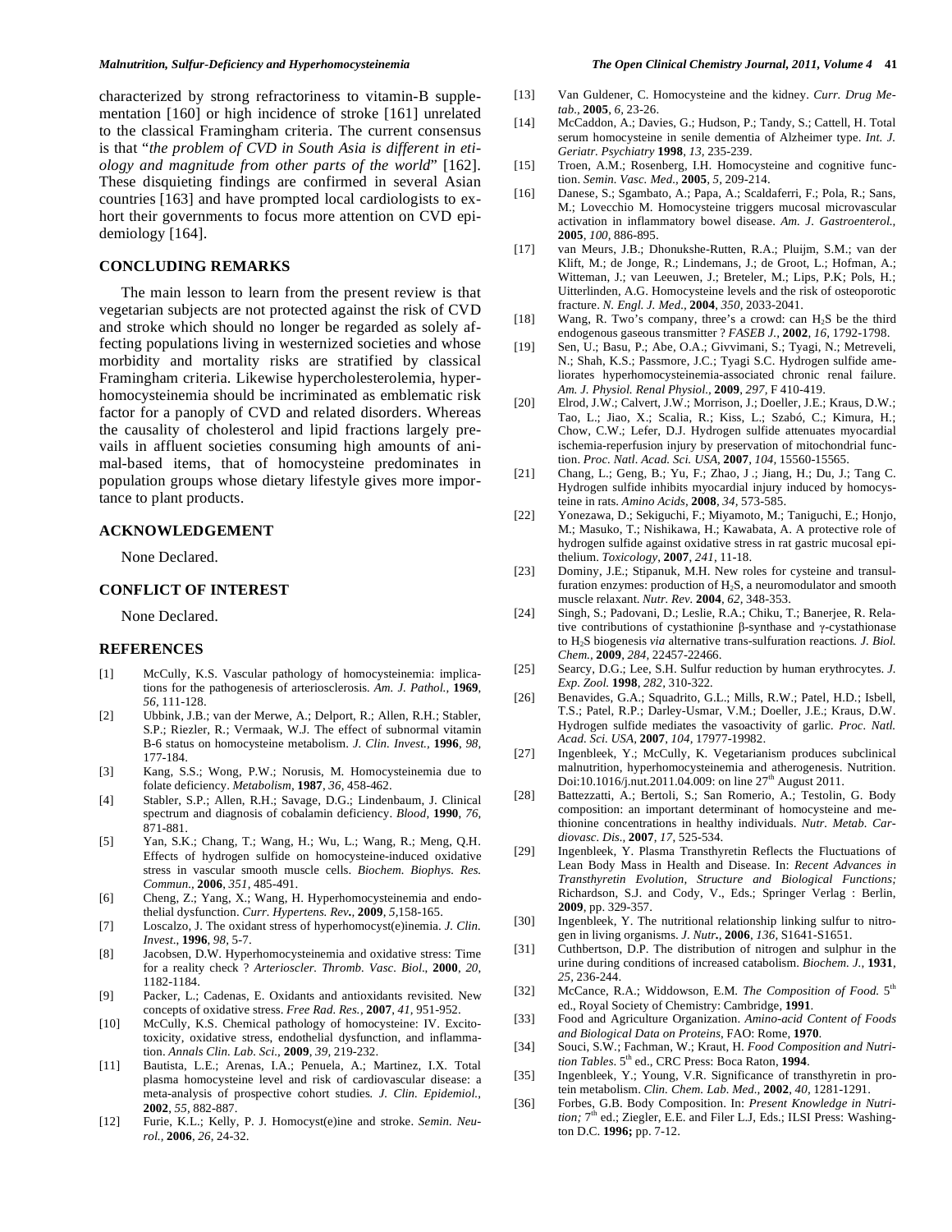characterized by strong refractoriness to vitamin-B supplementation [160] or high incidence of stroke [161] unrelated to the classical Framingham criteria. The current consensus is that "*the problem of CVD in South Asia is different in etiology and magnitude from other parts of the world*" [162]. These disquieting findings are confirmed in several Asian countries [163] and have prompted local cardiologists to exhort their governments to focus more attention on CVD epidemiology [164].

## CONCLUDING REMARKS

The main lesson to learn from the present review is that vegetarian subjects are not protected against the risk of CVD and stroke which should no longer be regarded as solely affecting populations living in westernized societies and whose morbidity and mortality risks are stratified by classical Framingham criteria. Likewise hypercholesterolemia, hyperhomocysteinemia should be incriminated as emblematic risk factor for a panoply of CVD and related disorders. Whereas the causality of cholesterol and lipid fractions largely prevails in affluent societies consuming high amounts of animal-based items, that of homocysteine predominates in population groups whose dietary lifestyle gives more importance to plant products.

## ACKNOWLEDGEMENT

None Declared.

## CONFLICT OF INTEREST

None Declared.

## REFERENCES

[1] McCully, K.S. Vascular pathology of homocysteinemia: implications for the pathogenesis of arteriosclerosis. *Am. J. Pathol.,* **1969**, *56*, 111-128.

[2] Ubbink, J.B.; van der Merwe, A.; Delport, R.; Allen, R.H.; Stabler, S.P.; Riezler, R.; Vermaak, W.J. The effect of subnormal vitamin B-6 status on homocysteine metabolism. *J. Clin. Invest.,* **1996**, *98*, 177-184.

[3] Kang, S.S.; Wong, P.W.; Norusis, M. Homocysteinemia due to folate deficiency. *Metabolism*, **1987**, *36*, 458-462.

[4] Stabler, S.P.; Allen, R.H.; Savage, D.G.; Lindenbaum, J. Clinical spectrum and diagnosis of cobalamin deficiency. *Blood*, **1990**, *76*, 871-881.

[5] Yan, S.K.; Chang, T.; Wang, H.; Wu, L.; Wang, R.; Meng, Q.H. Effects of hydrogen sulfide on homocysteine-induced oxidative stress in vascular smooth muscle cells. *Biochem. Biophys. Res. Commun.,* **2006**, *351*, 485-491.

[6] Cheng, Z.; Yang, X.; Wang, H. Hyperhomocysteinemia and endothelial dysfunction. *Curr. Hypertens. Rev.*, **2009**, *5*,158-165.

[7] Loscalzo, J. The oxidant stress of hyperhomocyst(e)inemia. *J. Clin. Invest.*, **1996**, *98*, 5-7.

[8] Jacobsen, D.W. Hyperhomocysteinemia and oxidative stress: Time for a reality check ? *Arterioscler. Thromb. Vasc. Biol.*, **2000**, *20*, 1182-1184.

[9] Packer, L.; Cadenas, E. Oxidants and antioxidants revisited. New concepts of oxidative stress. *Free Rad. Res.,* **2007**, *41*, 951-952.

[10] McCully, K.S. Chemical pathology of homocysteine: IV. Excitotoxicity, oxidative stress, endothelial dysfunction, and inflammation. *Annals Clin. Lab. Sci.,* **2009**, *39*, 219-232.

[11] Bautista, L.E.; Arenas, I.A.; Penuela, A.; Martinez, I.X. Total plasma homocysteine level and risk of cardiovascular disease: a meta-analysis of prospective cohort studies. *J. Clin. Epidemiol.,* **2002**, *55*, 882-887.

[12] Furie, K.L.; Kelly, P. J. Homocyst(e)ine and stroke. *Semin. Neurol.,* **2006**, *26*, 24-32.

[13] Van Guldener, C. Homocysteine and the kidney. *Curr. Drug Metab.,* **2005**, *6*, 23-26.

[14] McCaddon, A.; Davies, G.; Hudson, P.; Tandy, S.; Cattell, H. Total serum homocysteine in senile dementia of Alzheimer type. *Int. J. Geriatr. Psychiatry* **1998**, *13*, 235-239.

[15] Troen, A.M.; Rosenberg, I.H. Homocysteine and cognitive function. *Semin. Vasc. Med.,* **2005**, *5*, 209-214.

[16] Danese, S.; Sgambato, A.; Papa, A.; Scaldaferri, F.; Pola, R.; Sans, M.; Lovecchio M. Homocysteine triggers mucosal microvascular activation in inflammatory bowel disease. *Am. J. Gastroenterol.,* **2005**, *100*, 886-895.

[17] van Meurs, J.B.; Dhonukshe-Rutten, R.A.; Pluijm, S.M.; van der Klift, M.; de Jonge, R.; Lindemans, J.; de Groot, L.; Hofman, A.; Witteman, J.; van Leeuwen, J.; Breteler, M.; Lips, P.K; Pols, H.; Uitterlinden, A.G. Homocysteine levels and the risk of osteoporotic fracture. *N. Engl. J. Med.,* **2004**, *350*, 2033-2041.

[18] Wang, R. Two's company, three's a crowd: can $H_2S$ be the third endogenous gaseous transmitter ? *FASEB J.,* **2002**, *16*, 1792-1798.

[19] Sen, U.; Basu, P.; Abe, O.A.; Givvimani, S.; Tyagi, N.; Metreveli, N.; Shah, K.S.; Passmore, J.C.; Tyagi S.C. Hydrogen sulfide ameliorates hyperhomocysteinemia-associated chronic renal failure. *Am. J. Physiol. Renal Physiol.,* **2009**, *297*, F 410-419.

[20] Elrod, J.W.; Calvert, J.W.; Morrison, J.; Doeller, J.E.; Kraus, D.W.; Tao, L.; Jiao, X.; Scalia, R.; Kiss, L.; Szabó, C.; Kimura, H.; Chow, C.W.; Lefer, D.J. Hydrogen sulfide attenuates myocardial ischemia-reperfusion injury by preservation of mitochondrial function. *Proc. Natl. Acad. Sci. USA*, **2007**, *104*, 15560-15565.

[21] Chang, L.; Geng, B.; Yu, F.; Zhao, J .; Jiang, H.; Du, J.; Tang C. Hydrogen sulfide inhibits myocardial injury induced by homocysteine in rats. *Amino Acids*, **2008**, *34*, 573-585.

[22] Yonezawa, D.; Sekiguchi, F.; Miyamoto, M.; Taniguchi, E.; Honjo, M.; Masuko, T.; Nishikawa, H.; Kawabata, A. A protective role of hydrogen sulfide against oxidative stress in rat gastric mucosal epithelium. *Toxicology*, **2007**, *241*, 11-18.

[23] Dominy, J.E.; Stipanuk, M.H. New roles for cysteine and transsulfuration enzymes: production of $H_2S$, a neuromodulator and smooth muscle relaxant. *Nutr. Rev.* **2004**, *62*, 348-353.

[24] Singh, S.; Padovani, D.; Leslie, R.A.; Chiku, T.; Banerjee, R. Relative contributions of cystathionine β-synthase and γ-cystathionase to $H_2S$ biogenesis *via* alternative trans-sulfuration reactions. *J. Biol. Chem.,* **2009**, *284*, 22457-22466.

[25] Searcy, D.G.; Lee, S.H. Sulfur reduction by human erythrocytes. *J. Exp. Zool.* **1998**, *282*, 310-322.

[26] Benavides, G.A.; Squadrito, G.L.; Mills, R.W.; Patel, H.D.; Isbell, T.S.; Patel, R.P.; Darley-Usmar, V.M.; Doeller, J.E.; Kraus, D.W. Hydrogen sulfide mediates the vasoactivity of garlic. *Proc. Natl. Acad. Sci. USA*, **2007**, *104*, 17977-19982.

[27] Ingenbleek, Y.; McCully, K. Vegetarianism produces subclinical malnutrition, hyperhomocysteinemia and atherogenesis. Nutrition. Doi:10.1016/j.nut.2011.04.009: on line 27th August 2011.

[28] Battezzatti, A.; Bertoli, S.; San Romerio, A.; Testolin, G. Body composition: an important determinant of homocysteine and methionine concentrations in healthy individuals. *Nutr. Metab. Cardiovasc. Dis.,* **2007**, *17*, 525-534.

[29] Ingenbleek, Y. Plasma Transthyretin Reflects the Fluctuations of Lean Body Mass in Health and Disease. In: *Recent Advances in Transthyretin Evolution, Structure and Biological Functions;* Richardson, S.J. and Cody, V., Eds.; Springer Verlag : Berlin, **2009**, pp. 329-357.

[30] Ingenbleek, Y. The nutritional relationship linking sulfur to nitrogen in living organisms. *J. Nutr.,* **2006**, *136*, S1641-S1651.

[31] Cuthbertson, D.P. The distribution of nitrogen and sulphur in the urine during conditions of increased catabolism. *Biochem. J.,* **1931**, *25*, 236-244.

[32] McCance, R.A.; Widdowson, E.M. *The Composition of Food.* 5th ed., Royal Society of Chemistry: Cambridge, **1991**.

[33] Food and Agriculture Organization. *Amino-acid Content of Foods and Biological Data on Proteins*, FAO: Rome, **1970**.

[34] Souci, S.W.; Fachman, W.; Kraut, H. *Food Composition and Nutrition Tables.* 5th ed., CRC Press: Boca Raton, **1994**.

[35] Ingenbleek, Y.; Young, V.R. Significance of transthyretin in protein metabolism. *Clin. Chem. Lab. Med.,* **2002**, *40*, 1281-1291.

[36] Forbes, G.B. Body Composition. In: *Present Knowledge in Nutrition;* 7th ed.; Ziegler, E.E. and Filer L.J, Eds.; ILSI Press: Washington D.C. **1996;** pp. 7-12.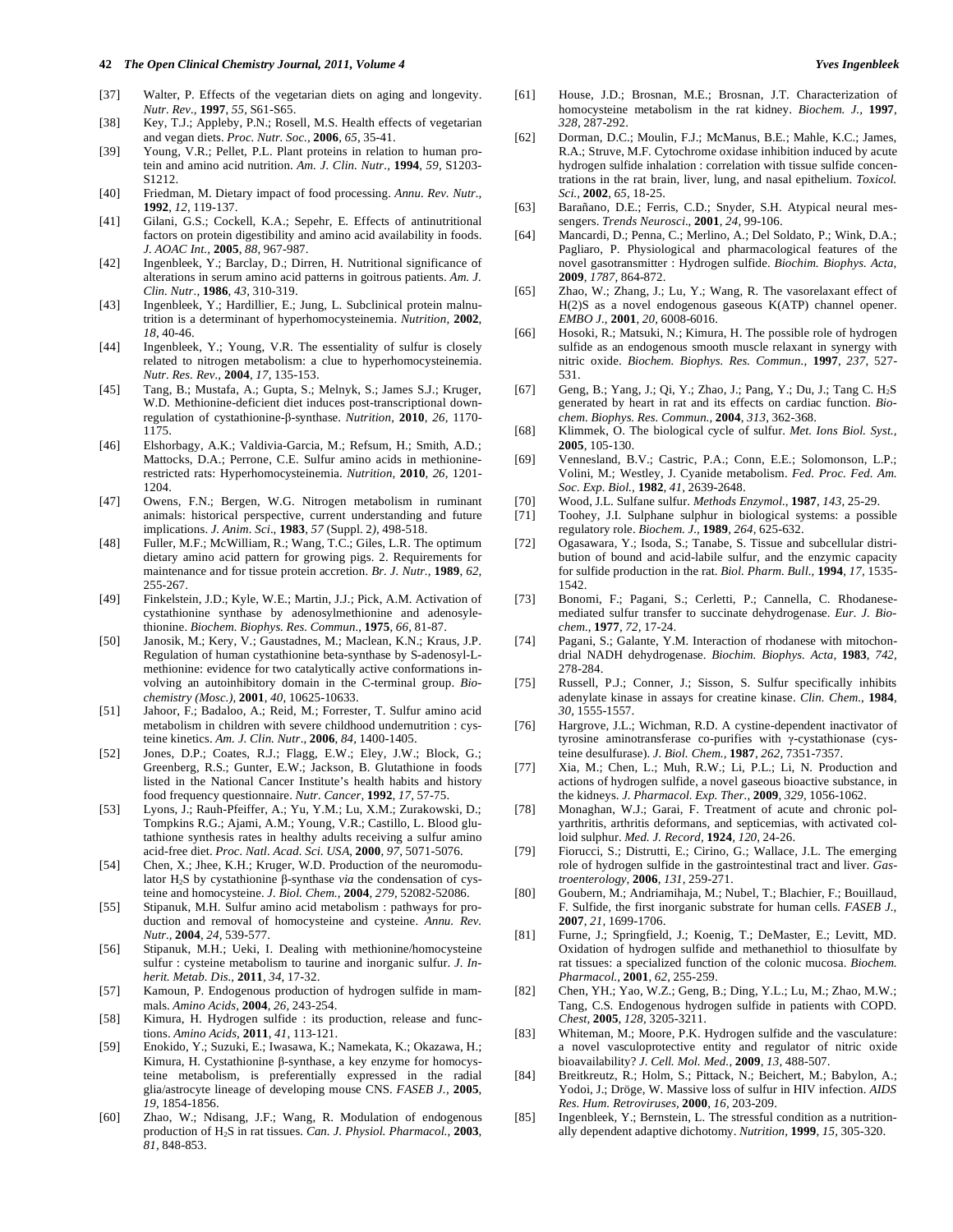[37] Walter, P. Effects of the vegetarian diets on aging and longevity. *Nutr. Rev.*, **1997**, *55*, S61-S65.

[38] Key, T.J.; Appleby, P.N.; Rosell, M.S. Health effects of vegetarian and vegan diets. *Proc. Nutr. Soc.*, **2006**, *65*, 35-41.

[39] Young, V.R.; Pellet, P.L. Plant proteins in relation to human protein and amino acid nutrition. *Am. J. Clin. Nutr.*, **1994**, *59*, S1203-S1212.

[40] Friedman, M. Dietary impact of food processing. *Annu. Rev. Nutr.*, **1992**, *12*, 119-137.

[41] Gilani, G.S.; Cockell, K.A.; Sepehr, E. Effects of antinutritional factors on protein digestibility and amino acid availability in foods. *J. AOAC Int.*, **2005**, *88*, 967-987.

[42] Ingenbleek, Y.; Barclay, D.; Dirren, H. Nutritional significance of alterations in serum amino acid patterns in goitrous patients. *Am. J. Clin. Nutr.*, **1986**, *43*, 310-319.

[43] Ingenbleek, Y.; Hardillier, E.; Jung, L. Subclinical protein malnutrition is a determinant of hyperhomocysteinemia. *Nutrition*, **2002**, *18*, 40-46.

[44] Ingenbleek, Y.; Young, V.R. The essentiality of sulfur is closely related to nitrogen metabolism: a clue to hyperhomocysteinemia. *Nutr. Res. Rev.*, **2004**, *17*, 135-153.

[45] Tang, B.; Mustafa, A.; Gupta, S.; Melnyk, S.; James S.J.; Kruger, W.D. Methionine-deficient diet induces post-transcriptional downregulation of cystathionine-β-synthase. *Nutrition*, **2010**, *26*, 1170-1175.

[46] Elshorbagy, A.K.; Valdivia-Garcia, M.; Refsum, H.; Smith, A.D.; Mattocks, D.A.; Perrone, C.E. Sulfur amino acids in methionine-restricted rats: Hyperhomocysteinemia. *Nutrition*, **2010**, *26*, 1201-1204.

[47] Owens, F.N.; Bergen, W.G. Nitrogen metabolism in ruminant animals: historical perspective, current understanding and future implications. *J. Anim. Sci.*, **1983**, *57* (Suppl. 2), 498-518.

[48] Fuller, M.F.; McWilliam, R.; Wang, T.C.; Giles, L.R. The optimum dietary amino acid pattern for growing pigs. 2. Requirements for maintenance and for tissue protein accretion. *Br. J. Nutr.*, **1989**, *62*, 255-267.

[49] Finkelstein, J.D.; Kyle, W.E.; Martin, J.J.; Pick, A.M. Activation of cystathionine synthase by adenosylmethionine and adenosylethionine. *Biochem. Biophys. Res. Commun.*, **1975**, *66*, 81-87.

[50] Janosik, M.; Kery, V.; Gaustadnes, M.; Maclean, K.N.; Kraus, J.P. Regulation of human cystathionine beta-synthase by S-adenosyl-L-methionine: evidence for two catalytically active conformations involving an autoinhibitory domain in the C-terminal group. *Biochemistry (Mosc.)*, **2001**, *40*, 10625-10633.

[51] Jahoor, F.; Badaloo, A.; Reid, M.; Forrester, T. Sulfur amino acid metabolism in children with severe childhood undernutrition : cysteine kinetics. *Am. J. Clin. Nutr.*, **2006**, *84*, 1400-1405.

[52] Jones, D.P.; Coates, R.J.; Flagg, E.W.; Eley, J.W.; Block, G.; Greenberg, R.S.; Gunter, E.W.; Jackson, B. Glutathione in foods listed in the National Cancer Institute's health habits and history food frequency questionnaire. *Nutr. Cancer*, **1992**, *17*, 57-75.

[53] Lyons, J.; Rauh-Pfeiffer, A.; Yu, Y.M.; Lu, X.M.; Zurakowski, D.; Tompkins R.G.; Ajami, A.M.; Young, V.R.; Castillo, L. Blood glutathione synthesis rates in healthy adults receiving a sulfur amino acid-free diet. *Proc. Natl. Acad. Sci. USA*, **2000**, *97*, 5071-5076.

[54] Chen, X.; Jhee, K.H.; Kruger, W.D. Production of the neuromodulator $H_2S$ by cystathionine β-synthase *via* the condensation of cysteine and homocysteine. *J. Biol. Chem.*, **2004**, *279*, 52082-52086.

[55] Stipanuk, M.H. Sulfur amino acid metabolism : pathways for production and removal of homocysteine and cysteine. *Annu. Rev. Nutr.*, **2004**, *24*, 539-577.

[56] Stipanuk, M.H.; Ueki, I. Dealing with methionine/homocysteine sulfur : cysteine metabolism to taurine and inorganic sulfur. *J. Inherit. Metab. Dis.*, **2011**, *34*, 17-32.

[57] Kamoun, P. Endogenous production of hydrogen sulfide in mammals. *Amino Acids*, **2004**, *26*, 243-254.

[58] Kimura, H. Hydrogen sulfide : its production, release and functions. *Amino Acids*, **2011**, *41*, 113-121.

[59] Enokido, Y.; Suzuki, E.; Iwasawa, K.; Namekata, K.; Okazawa, H.; Kimura, H. Cystathionine β-synthase, a key enzyme for homocysteine metabolism, is preferentially expressed in the radial glia/astrocyte lineage of developing mouse CNS. *FASEB J.*, **2005**, *19*, 1854-1856.

[60] Zhao, W.; Ndisang, J.F.; Wang, R. Modulation of endogenous production of $H_2S$ in rat tissues. *Can. J. Physiol. Pharmacol.*, **2003**, *81*, 848-853.

[61] House, J.D.; Brosnan, M.E.; Brosnan, J.T. Characterization of homocysteine metabolism in the rat kidney. *Biochem. J.*, **1997**, *328*, 287-292.

[62] Dorman, D.C.; Moulin, F.J.; McManus, B.E.; Mahle, K.C.; James, R.A.; Struve, M.F. Cytochrome oxidase inhibition induced by acute hydrogen sulfide inhalation : correlation with tissue sulfide concentrations in the rat brain, liver, lung, and nasal epithelium. *Toxicol. Sci.*, **2002**, *65*, 18-25.

[63] Barañano, D.E.; Ferris, C.D.; Snyder, S.H. Atypical neural messengers. *Trends Neurosci.*, **2001**, *24*, 99-106.

[64] Mancardi, D.; Penna, C.; Merlino, A.; Del Soldato, P.; Wink, D.A.; Pagliaro, P. Physiological and pharmacological features of the novel gasotransmitter : Hydrogen sulfide. *Biochim. Biophys. Acta*, **2009**, *1787*, 864-872.

[65] Zhao, W.; Zhang, J.; Lu, Y.; Wang, R. The vasorelaxant effect of H(2)S as a novel endogenous gaseous K(ATP) channel opener. *EMBO J.*, **2001**, *20*, 6008-6016.

[66] Hosoki, R.; Matsuki, N.; Kimura, H. The possible role of hydrogen sulfide as an endogenous smooth muscle relaxant in synergy with nitric oxide. *Biochem. Biophys. Res. Commun.*, **1997**, *237*, 527-531.

[67] Geng, B.; Yang, J.; Qi, Y.; Zhao, J.; Pang, Y.; Du, J.; Tang C. $H_2S$ generated by heart in rat and its effects on cardiac function. *Biochem. Biophys. Res. Commun.*, **2004**, *313*, 362-368.

[68] Klimmek, O. The biological cycle of sulfur. *Met. Ions Biol. Syst.*, **2005**, 105-130.

[69] Vennesland, B.V.; Castric, P.A.; Conn, E.E.; Solomonson, L.P.; Volini, M.; Westley, J. Cyanide metabolism. *Fed. Proc. Fed. Am. Soc. Exp. Biol.*, **1982**, *41*, 2639-2648.

[70] Wood, J.L. Sulfane sulfur. *Methods Enzymol.*, **1987**, *143*, 25-29.

[71] Toohey, J.I. Sulphane sulphur in biological systems: a possible regulatory role. *Biochem. J.*, **1989**, *264*, 625-632.

[72] Ogasawara, Y.; Isoda, S.; Tanabe, S. Tissue and subcellular distribution of bound and acid-labile sulfur, and the enzymic capacity for sulfide production in the rat. *Biol. Pharm. Bull.*, **1994**, *17*, 1535-1542.

[73] Bonomi, F.; Pagani, S.; Cerletti, P.; Cannella, C. Rhodanese-mediated sulfur transfer to succinate dehydrogenase. *Eur. J. Biochem.*, **1977**, *72*, 17-24.

[74] Pagani, S.; Galante, Y.M. Interaction of rhodanese with mitochondrial NADH dehydrogenase. *Biochim. Biophys. Acta*, **1983**, *742*, 278-284.

[75] Russell, P.J.; Conner, J.; Sisson, S. Sulfur specifically inhibits adenylate kinase in assays for creatine kinase. *Clin. Chem.*, **1984**, *30*, 1555-1557.

[76] Hargrove, J.L.; Wichman, R.D. A cystine-dependent inactivator of tyrosine aminotransferase co-purifies with γ-cystathionase (cysteine desulfurase). *J. Biol. Chem.*, **1987**, *262*, 7351-7357.

[77] Xia, M.; Chen, L.; Muh, R.W.; Li, P.L.; Li, N. Production and actions of hydrogen sulfide, a novel gaseous bioactive substance, in the kidneys. *J. Pharmacol. Exp. Ther.*, **2009**, *329*, 1056-1062.

[78] Monaghan, W.J.; Garai, F. Treatment of acute and chronic polyarthritis, arthritis deformans, and septicemias, with activated colloid sulphur. *Med. J. Record*, **1924**, *120*, 24-26.

[79] Fiorucci, S.; Distrutti, E.; Cirino, G.; Wallace, J.L. The emerging role of hydrogen sulfide in the gastrointestinal tract and liver. *Gastroenterology*, **2006**, *131*, 259-271.

[80] Goubern, M.; Andriamihaja, M.; Nubel, T.; Blachier, F.; Bouillaud, F. Sulfide, the first inorganic substrate for human cells. *FASEB J.*, **2007**, *21*, 1699-1706.

[81] Furne, J.; Springfield, J.; Koenig, T.; DeMaster, E.; Levitt, MD. Oxidation of hydrogen sulfide and methanethiol to thiosulfate by rat tissues: a specialized function of the colonic mucosa. *Biochem. Pharmacol.*, **2001**, *62*, 255-259.

[82] Chen, YH.; Yao, W.Z.; Geng, B.; Ding, Y.L.; Lu, M.; Zhao, M.W.; Tang, C.S. Endogenous hydrogen sulfide in patients with COPD. *Chest*, **2005**, *128*, 3205-3211.

[83] Whiteman, M.; Moore, P.K. Hydrogen sulfide and the vasculature: a novel vasculoprotective entity and regulator of nitric oxide bioavailability? *J. Cell. Mol. Med.*, **2009**, *13*, 488-507.

[84] Breitkreutz, R.; Holm, S.; Pittack, N.; Beichert, M.; Babylon, A.; Yodoi, J.; Dröge, W. Massive loss of sulfur in HIV infection. *AIDS Res. Hum. Retroviruses*, **2000**, *16*, 203-209.

[85] Ingenbleek, Y.; Bernstein, L. The stressful condition as a nutritionally dependent adaptive dichotomy. *Nutrition*, **1999**, *15*, 305-320.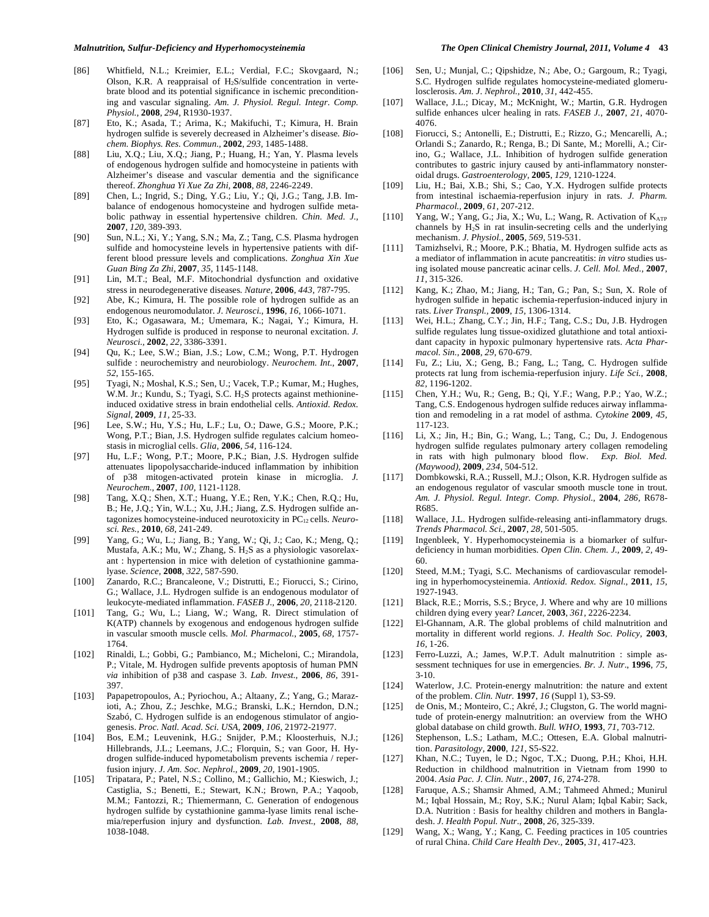[86] Whitfield, N.L.; Kreimier, E.L.; Verdial, F.C.; Skovgaard, N.; Olson, K.R. A reappraisal of $H_2S$/sulfide concentration in vertebrate blood and its potential significance in ischemic preconditioning and vascular signaling. *Am. J. Physiol. Regul. Integr. Comp. Physiol.*, **2008**, *294*, R1930-1937.

[87] Eto, K.; Asada, T.; Arima, K.; Makifuchi, T.; Kimura, H. Brain hydrogen sulfide is severely decreased in Alzheimer's disease. *Biochem. Biophys. Res. Commun.*, **2002**, *293*, 1485-1488.

[88] Liu, X.Q.; Liu, X.Q.; Jiang, P.; Huang, H.; Yan, Y. Plasma levels of endogenous hydrogen sulfide and homocysteine in patients with Alzheimer's disease and vascular dementia and the significance thereof. *Zhonghua Yi Xue Za Zhi*, **2008**, *88*, 2246-2249.

[89] Chen, L.; Ingrid, S.; Ding, Y.G.; Liu, Y.; Qi, J.G.; Tang, J.B. Imbalance of endogenous homocysteine and hydrogen sulfide metabolic pathway in essential hypertensive children. *Chin. Med. J.*, **2007**, *120*, 389-393.

[90] Sun, N.L.; Xi, Y.; Yang, S.N.; Ma, Z.; Tang, C.S. Plasma hydrogen sulfide and homocysteine levels in hypertensive patients with different blood pressure levels and complications. *Zonghua Xin Xue Guan Bing Za Zhi*, **2007**, *35*, 1145-1148.

[91] Lin, M.T.; Beal, M.F. Mitochondrial dysfunction and oxidative stress in neurodegenerative diseases. *Nature*, **2006**, *443*, 787-795.

[92] Abe, K.; Kimura, H. The possible role of hydrogen sulfide as an endogenous neuromodulator. *J. Neurosci.*, **1996**, *16*, 1066-1071.

[93] Eto, K.; Ogasawara, M.; Umemara, K.; Nagai, Y.; Kimura, H. Hydrogen sulfide is produced in response to neuronal excitation. *J. Neurosci.*, **2002**, *22*, 3386-3391.

[94] Qu, K.; Lee, S.W.; Bian, J.S.; Low, C.M.; Wong, P.T. Hydrogen sulfide : neurochemistry and neurobiology. *Neurochem. Int.*, **2007**, *52*, 155-165.

[95] Tyagi, N.; Moshal, K.S.; Sen, U.; Vacek, T.P.; Kumar, M.; Hughes, W.M. Jr.; Kundu, S.; Tyagi, S.C. $H_2S$ protects against methionine-induced oxidative stress in brain endothelial cells. *Antioxid. Redox. Signal*, **2009**, *11*, 25-33.

[96] Lee, S.W.; Hu, Y.S.; Hu, L.F.; Lu, O.; Dawe, G.S.; Moore, P.K.; Wong, P.T.; Bian, J.S. Hydrogen sulfide regulates calcium homeostasis in microglial cells. *Glia*, **2006**, *54*, 116-124.

[97] Hu, L.F.; Wong, P.T.; Moore, P.K.; Bian, J.S. Hydrogen sulfide attenuates lipopolysaccharide-induced inflammation by inhibition of p38 mitogen-activated protein kinase in microglia. *J. Neurochem.*, **2007**, *100*, 1121-1128.

[98] Tang, X.Q.; Shen, X.T.; Huang, Y.E.; Ren, Y.K.; Chen, R.Q.; Hu, B.; He, J.Q.; Yin, W.L.; Xu, J.H.; Jiang, Z.S. Hydrogen sulfide antagonizes homocysteine-induced neurotoxicity in $PC_{12}$ cells. *Neurosci. Res.*, **2010**, *68*, 241-249.

[99] Yang, G.; Wu, L.; Jiang, B.; Yang, W.; Qi, J.; Cao, K.; Meng, Q.; Mustafa, A.K.; Mu, W.; Zhang, S. $H_2S$ as a physiologic vasorelaxant : hypertension in mice with deletion of cystathionine gamma-lyase. *Science*, **2008**, *322*, 587-590.

[100] Zanardo, R.C.; Brancaleone, V.; Distrutti, E.; Fiorucci, S.; Cirino, G.; Wallace, J.L. Hydrogen sulfide is an endogenous modulator of leukocyte-mediated inflammation. *FASEB J.*, **2006**, *20*, 2118-2120.

[101] Tang, G.; Wu, L.; Liang, W.; Wang, R. Direct stimulation of K(ATP) channels by exogenous and endogenous hydrogen sulfide in vascular smooth muscle cells. *Mol. Pharmacol.*, **2005**, *68*, 1757-1764.

[102] Rinaldi, L.; Gobbi, G.; Pambianco, M.; Micheloni, C.; Mirandola, P.; Vitale, M. Hydrogen sulfide prevents apoptosis of human PMN *via* inhibition of p38 and caspase 3. *Lab. Invest.*, **2006**, *86*, 391-397.

[103] Papapetropoulos, A.; Pyriochou, A.; Altaany, Z.; Yang, G.; Marazioti, A.; Zhou, Z.; Jeschke, M.G.; Branski, L.K.; Herndon, D.N.; Szabó, C. Hydrogen sulfide is an endogenous stimulator of angiogenesis. *Proc. Natl. Acad. Sci. USA*, **2009**, *106*, 21972-21977.

[104] Bos, E.M.; Leuvenink, H.G.; Snijder, P.M.; Kloosterhuis, N.J.; Hillebrands, J.L.; Leemans, J.C.; Florquin, S.; van Goor, H. Hydrogen sulfide-induced hypometabolism prevents ischemia / reperfusion injury. *J. Am. Soc. Nephrol.*, **2009**, *20*, 1901-1905.

[105] Tripatara, P.; Patel, N.S.; Collino, M.; Gallichio, M.; Kieswich, J.; Castiglia, S.; Benetti, E.; Stewart, K.N.; Brown, P.A.; Yaqoob, M.M.; Fantozzi, R.; Thiemermann, C. Generation of endogenous hydrogen sulfide by cystathionine gamma-lyase limits renal ischemia/reperfusion injury and dysfunction. *Lab. Invest.*, **2008**, *88*, 1038-1048.

[106] Sen, U.; Munjal, C.; Qipshidze, N.; Abe, O.; Gargoum, R.; Tyagi, S.C. Hydrogen sulfide regulates homocysteine-mediated glomerulosclerosis. *Am. J. Nephrol.*, **2010**, *31*, 442-455.

[107] Wallace, J.L.; Dicay, M.; McKnight, W.; Martin, G.R. Hydrogen sulfide enhances ulcer healing in rats. *FASEB J.*, **2007**, *21*, 4070-4076.

[108] Fiorucci, S.; Antonelli, E.; Distrutti, E.; Rizzo, G.; Mencarelli, A.; Orlandi S.; Zanardo, R.; Renga, B.; Di Sante, M.; Morelli, A.; Cirino, G.; Wallace, J.L. Inhibition of hydrogen sulfide generation contributes to gastric injury caused by anti-inflammatory nonsteroidal drugs. *Gastroenterology*, **2005**, *129*, 1210-1224.

[109] Liu, H.; Bai, X.B.; Shi, S.; Cao, Y.X. Hydrogen sulfide protects from intestinal ischaemia-reperfusion injury in rats. *J. Pharm. Pharmacol.*, **2009**, *61*, 207-212.

[110] Yang, W.; Yang, G.; Jia, X.; Wu, L.; Wang, R. Activation of $K_{ATP}$ channels by $H_2S$ in rat insulin-secreting cells and the underlying mechanism. *J. Physiol.*, **2005**, *569*, 519-531.

[111] Tamizhselvi, R.; Moore, P.K.; Bhatia, M. Hydrogen sulfide acts as a mediator of inflammation in acute pancreatitis: *in vitro* studies using isolated mouse pancreatic acinar cells. *J. Cell. Mol. Med.*, **2007**, *11*, 315-326.

[112] Kang, K.; Zhao, M.; Jiang, H.; Tan, G.; Pan, S.; Sun, X. Role of hydrogen sulfide in hepatic ischemia-reperfusion-induced injury in rats. *Liver Transpl.*, **2009**, *15*, 1306-1314.

[113] Wei, H.L.; Zhang, C.Y.; Jin, H.F.; Tang, C.S.; Du, J.B. Hydrogen sulfide regulates lung tissue-oxidized glutathione and total antioxidant capacity in hypoxic pulmonary hypertensive rats. *Acta Pharmacol. Sin.*, **2008**, *29*, 670-679.

[114] Fu, Z.; Liu, X.; Geng, B.; Fang, L.; Tang, C. Hydrogen sulfide protects rat lung from ischemia-reperfusion injury. *Life Sci.*, **2008**, *82*, 1196-1202.

[115] Chen, Y.H.; Wu, R.; Geng, B.; Qi, Y.F.; Wang, P.P.; Yao, W.Z.; Tang, C.S. Endogenous hydrogen sulfide reduces airway inflammation and remodeling in a rat model of asthma. *Cytokine* **2009**, *45*, 117-123.

[116] Li, X.; Jin, H.; Bin, G.; Wang, L.; Tang, C.; Du, J. Endogenous hydrogen sulfide regulates pulmonary artery collagen remodeling in rats with high pulmonary blood flow. *Exp. Biol. Med. (Maywood)*, **2009**, *234*, 504-512.

[117] Dombkowski, R.A.; Russell, M.J.; Olson, K.R. Hydrogen sulfide as an endogenous regulator of vascular smooth muscle tone in trout. *Am. J. Physiol. Regul. Integr. Comp. Physiol.*, **2004**, *286*, R678-R685.

[118] Wallace, J.L. Hydrogen sulfide-releasing anti-inflammatory drugs. *Trends Pharmacol. Sci.*, **2007**, *28*, 501-505.

[119] Ingenbleek, Y. Hyperhomocysteinemia is a biomarker of sulfur-deficiency in human morbidities. *Open Clin. Chem. J.*, **2009**, *2*, 49-60.

[120] Steed, M.M.; Tyagi, S.C. Mechanisms of cardiovascular remodeling in hyperhomocysteinemia. *Antioxid. Redox. Signal.*, **2011**, *15*, 1927-1943.

[121] Black, R.E.; Morris, S.S.; Bryce, J. Where and why are 10 millions children dying every year? *Lancet*, 2**003**, *361*, 2226-2234.

[122] El-Ghannam, A.R. The global problems of child malnutrition and mortality in different world regions. *J. Health Soc. Policy*, **2003**, *16*, 1-26.

[123] Ferro-Luzzi, A.; James, W.P.T. Adult malnutrition : simple assessment techniques for use in emergencies. *Br. J. Nutr*., **1996**, *75*, 3-10.

[124] Waterlow, J.C. Protein-energy malnutrition: the nature and extent of the problem. *Clin. Nutr.* **1997**, *16* (Suppl 1), S3-S9.

[125] de Onis, M.; Monteiro, C.; Akré, J.; Clugston, G. The world magnitude of protein-energy malnutrition: an overview from the WHO global database on child growth. *Bull. WHO*, **1993**, *71*, 703-712.

[126] Stephenson, L.S.; Latham, M.C.; Ottesen, E.A. Global malnutrition. *Parasitology*, **2000**, *121*, S5-S22.

[127] Khan, N.C.; Tuyen, le D.; Ngoc, T.X.; Duong, P.H.; Khoi, H.H. Reduction in childhood malnutrition in Vietnam from 1990 to 2004. *Asia Pac. J. Clin. Nutr.*, **2007**, *16*, 274-278.

[128] Faruque, A.S.; Shamsir Ahmed, A.M.; Tahmeed Ahmed.; Munirul M.; Iqbal Hossain, M.; Roy, S.K.; Nurul Alam; Iqbal Kabir; Sack, D.A. Nutrition : Basis for healthy children and mothers in Bangladesh. *J. Health Popul. Nutr*., **2008**, *26*, 325-339.

[129] Wang, X.; Wang, Y.; Kang, C. Feeding practices in 105 countries of rural China. *Child Care Health Dev.*, **2005**, *31*, 417-423.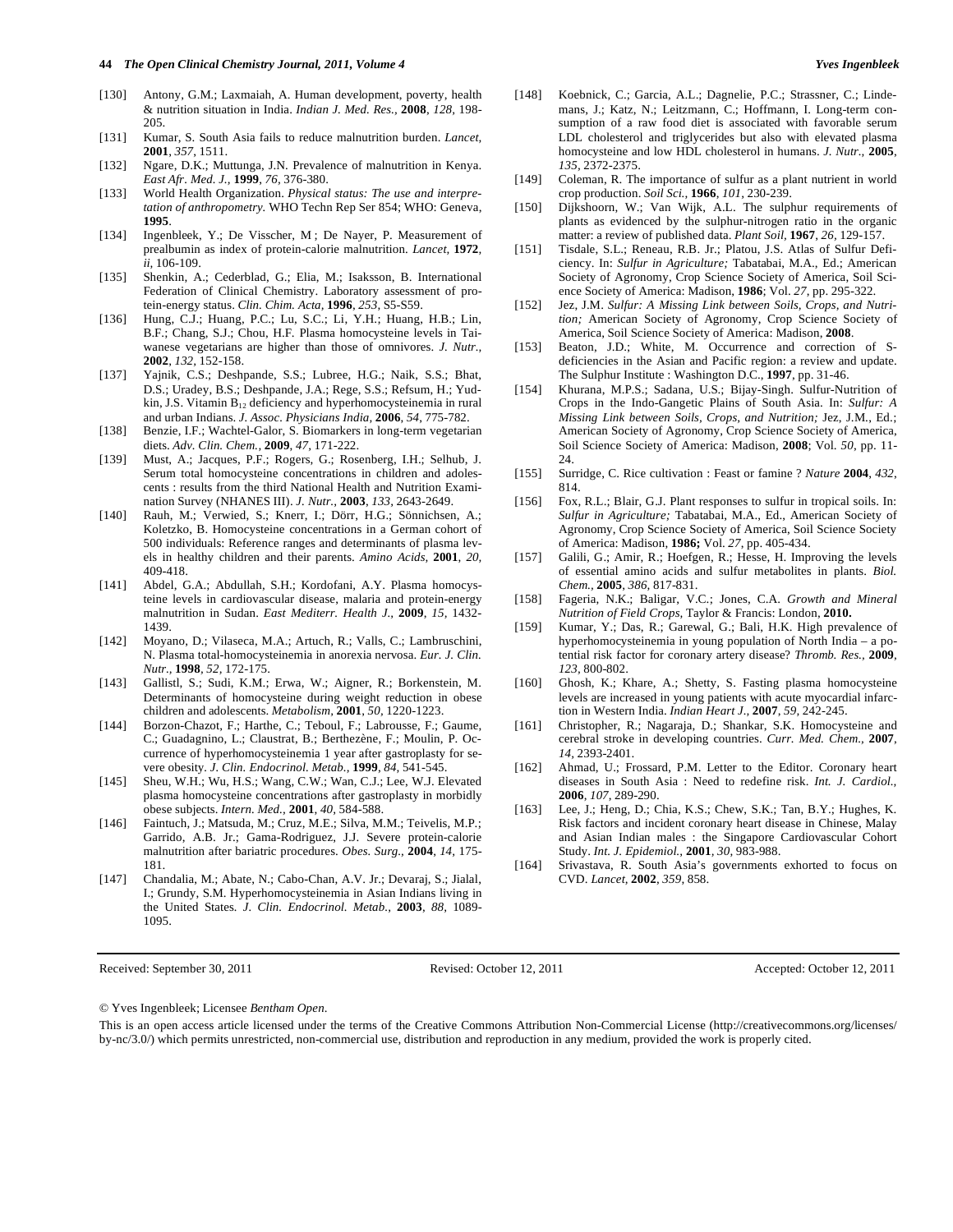[130] Antony, G.M.; Laxmaiah, A. Human development, poverty, health & nutrition situation in India. *Indian J. Med. Res.*, **2008**, *128*, 198-205.

[131] Kumar, S. South Asia fails to reduce malnutrition burden. *Lancet*, **2001**, *357*, 1511.

[132] Ngare, D.K.; Muttunga, J.N. Prevalence of malnutrition in Kenya. *East Afr. Med. J.*, **1999**, *76*, 376-380.

[133] World Health Organization. *Physical status: The use and interpretation of anthropometry.* WHO Techn Rep Ser 854; WHO: Geneva, **1995**.

[134] Ingenbleek, Y.; De Visscher, M ; De Nayer, P. Measurement of prealbumin as index of protein-calorie malnutrition. *Lancet*, **1972**, *ii*, 106-109.

[135] Shenkin, A.; Cederblad, G.; Elia, M.; Isaksson, B. International Federation of Clinical Chemistry. Laboratory assessment of protein-energy status. *Clin. Chim. Acta*, **1996**, *253*, S5-S59.

[136] Hung, C.J.; Huang, P.C.; Lu, S.C.; Li, Y.H.; Huang, H.B.; Lin, B.F.; Chang, S.J.; Chou, H.F. Plasma homocysteine levels in Taiwanese vegetarians are higher than those of omnivores. *J. Nutr.*, **2002**, *132*, 152-158.

[137] Yajnik, C.S.; Deshpande, S.S.; Lubree, H.G.; Naik, S.S.; Bhat, D.S.; Uradey, B.S.; Deshpande, J.A.; Rege, S.S.; Refsum, H.; Yudkin, J.S. Vitamin $B_{12}$ deficiency and hyperhomocysteinemia in rural and urban Indians. *J. Assoc. Physicians India*, **2006**, *54*, 775-782.

[138] Benzie, I.F.; Wachtel-Galor, S. Biomarkers in long-term vegetarian diets. *Adv. Clin. Chem.*, **2009**, *47*, 171-222.

[139] Must, A.; Jacques, P.F.; Rogers, G.; Rosenberg, I.H.; Selhub, J. Serum total homocysteine concentrations in children and adolescents : results from the third National Health and Nutrition Examination Survey (NHANES III). *J. Nutr.*, **2003**, *133*, 2643-2649.

[140] Rauh, M.; Verwied, S.; Knerr, I.; Dörr, H.G.; Sönnichsen, A.; Koletzko, B. Homocysteine concentrations in a German cohort of 500 individuals: Reference ranges and determinants of plasma levels in healthy children and their parents. *Amino Acids*, **2001**, *20*, 409-418.

[141] Abdel, G.A.; Abdullah, S.H.; Kordofani, A.Y. Plasma homocysteine levels in cardiovascular disease, malaria and protein-energy malnutrition in Sudan. *East Mediterr. Health J.*, **2009**, *15*, 1432-1439.

[142] Moyano, D.; Vilaseca, M.A.; Artuch, R.; Valls, C.; Lambruschini, N. Plasma total-homocysteinemia in anorexia nervosa. *Eur. J. Clin. Nutr.*, **1998**, *52*, 172-175.

[143] Gallistl, S.; Sudi, K.M.; Erwa, W.; Aigner, R.; Borkenstein, M. Determinants of homocysteine during weight reduction in obese children and adolescents. *Metabolism*, **2001**, *50*, 1220-1223.

[144] Borzon-Chazot, F.; Harthe, C.; Teboul, F.; Labrousse, F.; Gaume, C.; Guadagnino, L.; Claustrat, B.; Berthezène, F.; Moulin, P. Occurrence of hyperhomocysteinemia 1 year after gastroplasty for severe obesity. *J. Clin. Endocrinol. Metab.*, **1999**, *84*, 541-545.

[145] Sheu, W.H.; Wu, H.S.; Wang, C.W.; Wan, C.J.; Lee, W.J. Elevated plasma homocysteine concentrations after gastroplasty in morbidly obese subjects. *Intern. Med.*, **2001**, *40*, 584-588.

[146] Faintuch, J.; Matsuda, M.; Cruz, M.E.; Silva, M.M.; Teivelis, M.P.; Garrido, A.B. Jr.; Gama-Rodriguez, J.J. Severe protein-calorie malnutrition after bariatric procedures. *Obes. Surg.*, **2004**, *14*, 175-181.

[147] Chandalia, M.; Abate, N.; Cabo-Chan, A.V. Jr.; Devaraj, S.; Jialal, I.; Grundy, S.M. Hyperhomocysteinemia in Asian Indians living in the United States. *J. Clin. Endocrinol. Metab.*, **2003**, *88*, 1089-1095.

[148] Koebnick, C.; Garcia, A.L.; Dagnelie, P.C.; Strassner, C.; Lindemans, J.; Katz, N.; Leitzmann, C.; Hoffmann, I. Long-term consumption of a raw food diet is associated with favorable serum LDL cholesterol and triglycerides but also with elevated plasma homocysteine and low HDL cholesterol in humans. *J. Nutr.*, **2005**, *135*, 2372-2375.

[149] Coleman, R. The importance of sulfur as a plant nutrient in world crop production. *Soil Sci.*, **1966**, *101*, 230-239.

[150] Dijkshoorn, W.; Van Wijk, A.L. The sulphur requirements of plants as evidenced by the sulphur-nitrogen ratio in the organic matter: a review of published data. *Plant Soil*, **1967**, *26*, 129-157.

[151] Tisdale, S.L.; Reneau, R.B. Jr.; Platou, J.S. Atlas of Sulfur Deficiency. In: *Sulfur in Agriculture;* Tabatabai, M.A., Ed.; American Society of Agronomy, Crop Science Society of America, Soil Science Society of America: Madison, **1986**; Vol. *27*, pp. 295-322.

[152] Jez, J.M. *Sulfur: A Missing Link between Soils, Crops, and Nutrition;* American Society of Agronomy, Crop Science Society of America, Soil Science Society of America: Madison, **2008**.

[153] Beaton, J.D.; White, M. Occurrence and correction of S-deficiencies in the Asian and Pacific region: a review and update. The Sulphur Institute : Washington D.C., **1997**, pp. 31-46.

[154] Khurana, M.P.S.; Sadana, U.S.; Bijay-Singh. Sulfur-Nutrition of Crops in the Indo-Gangetic Plains of South Asia. In: *Sulfur: A Missing Link between Soils, Crops, and Nutrition;* Jez, J.M., Ed.; American Society of Agronomy, Crop Science Society of America, Soil Science Society of America: Madison, **2008**; Vol. *50*, pp. 11-24.

[155] Surridge, C. Rice cultivation : Feast or famine ? *Nature* **2004**, *432*, 814.

[156] Fox, R.L.; Blair, G.J. Plant responses to sulfur in tropical soils. In: *Sulfur in Agriculture;* Tabatabai, M.A., Ed., American Society of Agronomy, Crop Science Society of America, Soil Science Society of America: Madison, **1986;** Vol. *27*, pp. 405-434.

[157] Galili, G.; Amir, R.; Hoefgen, R.; Hesse, H. Improving the levels of essential amino acids and sulfur metabolites in plants. *Biol. Chem.*, **2005**, *386*, 817-831.

[158] Fageria, N.K.; Baligar, V.C.; Jones, C.A. *Growth and Mineral Nutrition of Field Crops*, Taylor & Francis: London, **2010.**

[159] Kumar, Y.; Das, R.; Garewal, G.; Bali, H.K. High prevalence of hyperhomocysteinemia in young population of North India – a potential risk factor for coronary artery disease? *Thromb. Res.*, **2009**, *123*, 800-802.

[160] Ghosh, K.; Khare, A.; Shetty, S. Fasting plasma homocysteine levels are increased in young patients with acute myocardial infarction in Western India. *Indian Heart J.*, **2007**, *59*, 242-245.

[161] Christopher, R.; Nagaraja, D.; Shankar, S.K. Homocysteine and cerebral stroke in developing countries. *Curr. Med. Chem.*, **2007**, *14*, 2393-2401.

[162] Ahmad, U.; Frossard, P.M. Letter to the Editor. Coronary heart diseases in South Asia : Need to redefine risk. *Int. J. Cardiol.*, **2006**, *107*, 289-290.

[163] Lee, J.; Heng, D.; Chia, K.S.; Chew, S.K.; Tan, B.Y.; Hughes, K. Risk factors and incident coronary heart disease in Chinese, Malay and Asian Indian males : the Singapore Cardiovascular Cohort Study. *Int. J. Epidemiol.*, **2001**, *30*, 983-988.

[164] Srivastava, R. South Asia's governments exhorted to focus on CVD. *Lancet*, **2002**, *359*, 858.

Received: September 30, 2011 Revised: October 12, 2011 Accepted: October 12, 2011

© Yves Ingenbleek; Licensee *Bentham Open*.

This is an open access article licensed under the terms of the Creative Commons Attribution Non-Commercial License (http://creativecommons.org/licenses/by-nc/3.0/) which permits unrestricted, non-commercial use, distribution and reproduction in any medium, provided the work is properly cited.